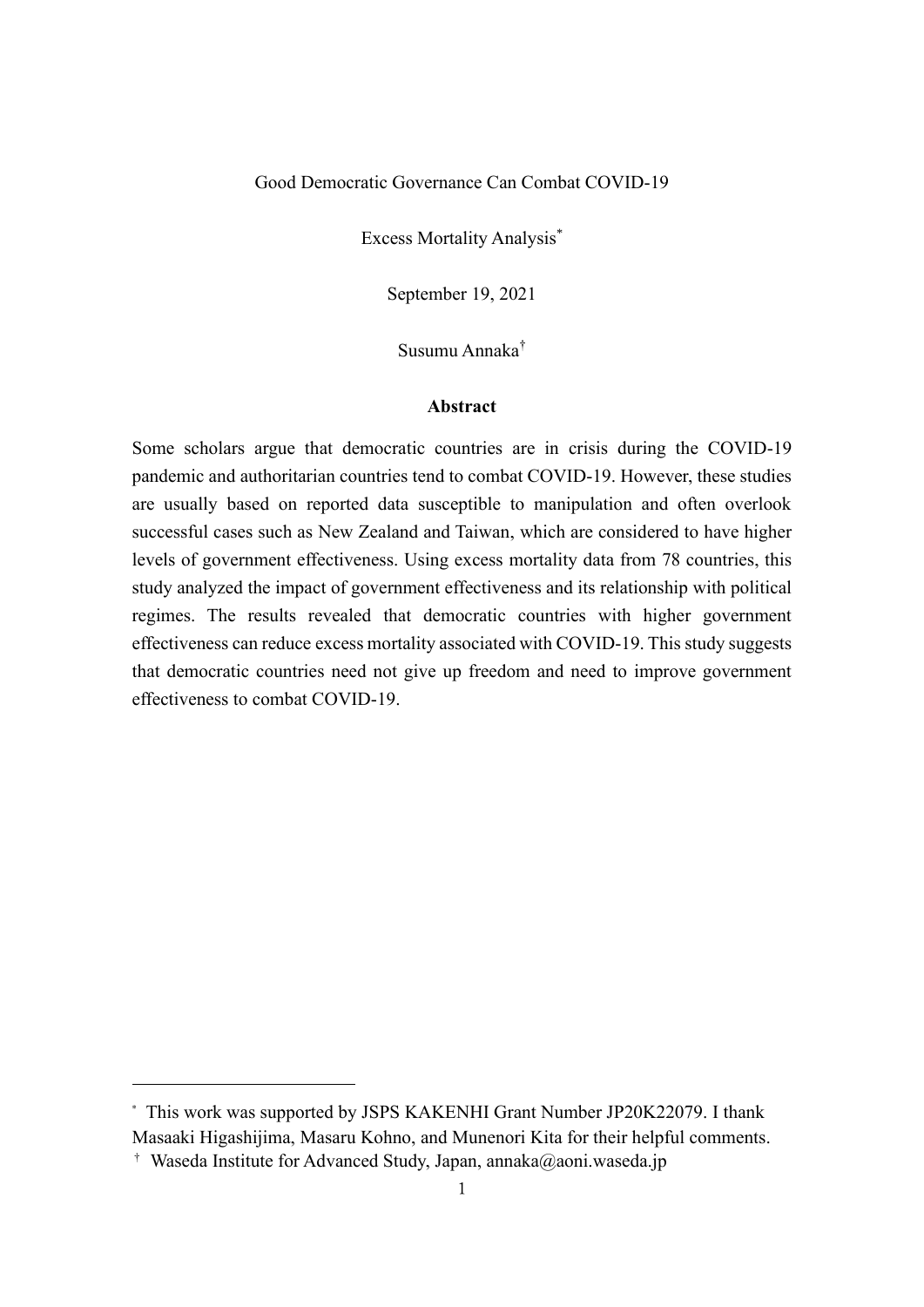# Good Democratic Governance Can Combat COVID-19

## Excess Mortality Analysis[*]

September 19, 2021

Susumu Annaka[†]

### Abstract

Some scholars argue that democratic countries are in crisis during the COVID-19 pandemic and authoritarian countries tend to combat COVID-19. However, these studies are usually based on reported data susceptible to manipulation and often overlook successful cases such as New Zealand and Taiwan, which are considered to have higher levels of government effectiveness. Using excess mortality data from 78 countries, this study analyzed the impact of government effectiveness and its relationship with political regimes. The results revealed that democratic countries with higher government effectiveness can reduce excess mortality associated with COVID-19. This study suggests that democratic countries need not give up freedom and need to improve government effectiveness to combat COVID-19.

---

[*] This work was supported by JSPS KAKENHI Grant Number JP20K22079. I thank Masaaki Higashijima, Masaru Kohno, and Munenori Kita for their helpful comments.

[†] Waseda Institute for Advanced Study, Japan, annaka@aoni.waseda.jp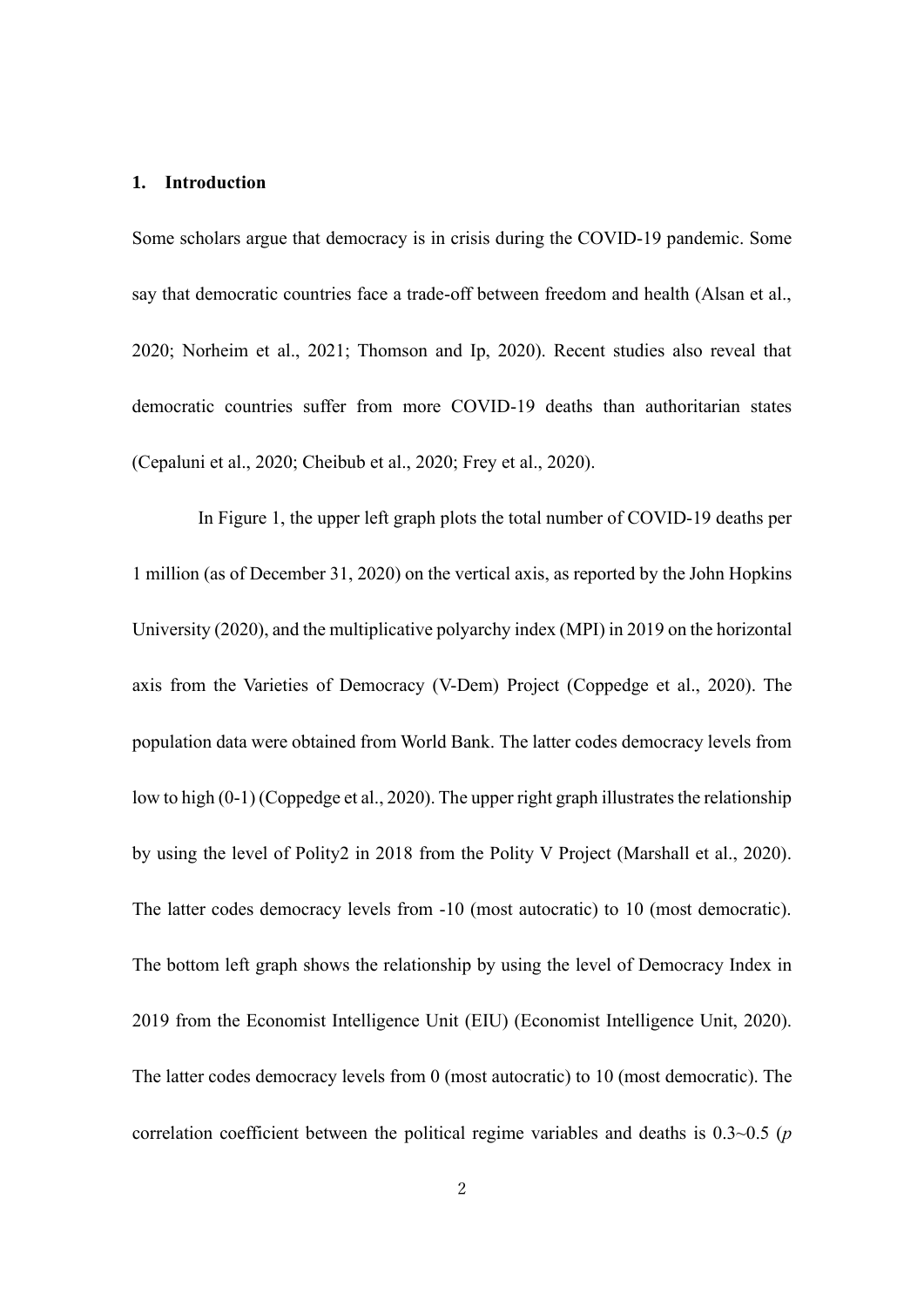## 1. Introduction

Some scholars argue that democracy is in crisis during the COVID-19 pandemic. Some say that democratic countries face a trade-off between freedom and health (Alsan et al., 2020; Norheim et al., 2021; Thomson and Ip, 2020). Recent studies also reveal that democratic countries suffer from more COVID-19 deaths than authoritarian states (Cepaluni et al., 2020; Cheibub et al., 2020; Frey et al., 2020).

In Figure 1, the upper left graph plots the total number of COVID-19 deaths per 1 million (as of December 31, 2020) on the vertical axis, as reported by the John Hopkins University (2020), and the multiplicative polyarchy index (MPI) in 2019 on the horizontal axis from the Varieties of Democracy (V-Dem) Project (Coppedge et al., 2020). The population data were obtained from World Bank. The latter codes democracy levels from low to high (0-1) (Coppedge et al., 2020). The upper right graph illustrates the relationship by using the level of Polity2 in 2018 from the Polity V Project (Marshall et al., 2020). The latter codes democracy levels from -10 (most autocratic) to 10 (most democratic). The bottom left graph shows the relationship by using the level of Democracy Index in 2019 from the Economist Intelligence Unit (EIU) (Economist Intelligence Unit, 2020). The latter codes democracy levels from 0 (most autocratic) to 10 (most democratic). The correlation coefficient between the political regime variables and deaths is 0.3~0.5 (*p*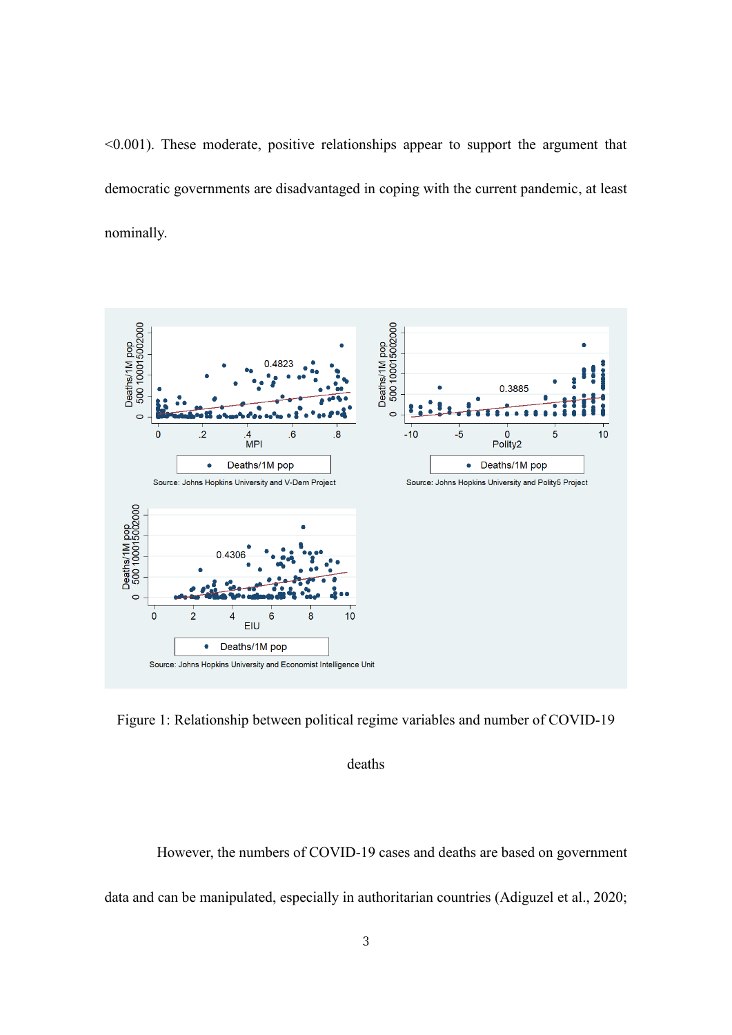<0.001). These moderate, positive relationships appear to support the argument that democratic governments are disadvantaged in coping with the current pandemic, at least nominally.

Figure 1: Relationship between political regime variables and number of COVID-19 deaths

However, the numbers of COVID-19 cases and deaths are based on government data and can be manipulated, especially in authoritarian countries (Adiguzel et al., 2020;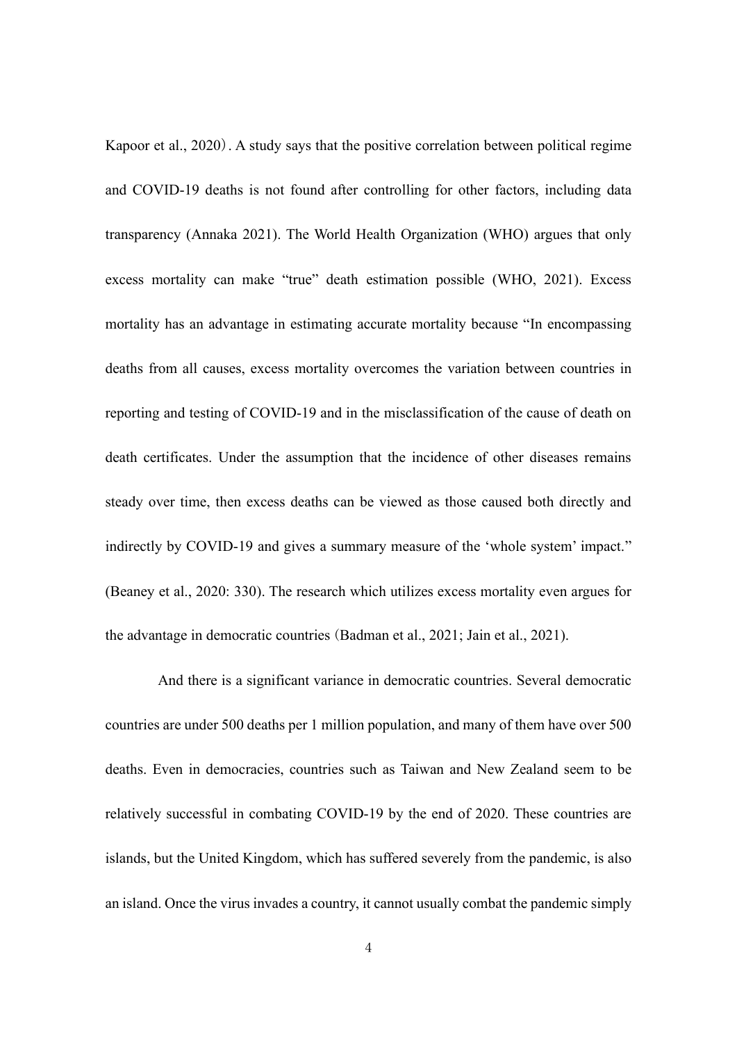Kapoor et al., 2020）. A study says that the positive correlation between political regime and COVID-19 deaths is not found after controlling for other factors, including data transparency (Annaka 2021). The World Health Organization (WHO) argues that only excess mortality can make "true" death estimation possible (WHO, 2021). Excess mortality has an advantage in estimating accurate mortality because "In encompassing deaths from all causes, excess mortality overcomes the variation between countries in reporting and testing of COVID-19 and in the misclassification of the cause of death on death certificates. Under the assumption that the incidence of other diseases remains steady over time, then excess deaths can be viewed as those caused both directly and indirectly by COVID-19 and gives a summary measure of the 'whole system' impact." (Beaney et al., 2020: 330). The research which utilizes excess mortality even argues for the advantage in democratic countries（Badman et al., 2021; Jain et al., 2021).

And there is a significant variance in democratic countries. Several democratic countries are under 500 deaths per 1 million population, and many of them have over 500 deaths. Even in democracies, countries such as Taiwan and New Zealand seem to be relatively successful in combating COVID-19 by the end of 2020. These countries are islands, but the United Kingdom, which has suffered severely from the pandemic, is also an island. Once the virus invades a country, it cannot usually combat the pandemic simply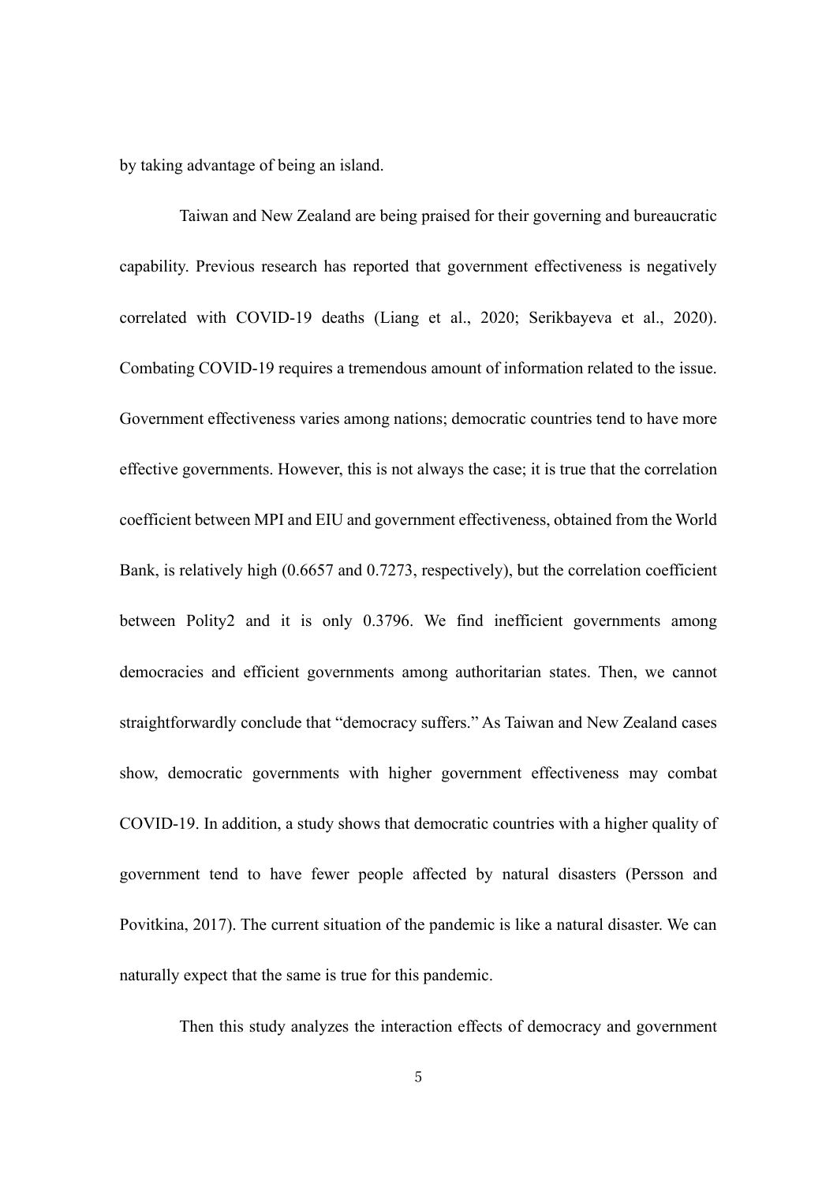by taking advantage of being an island.

Taiwan and New Zealand are being praised for their governing and bureaucratic capability. Previous research has reported that government effectiveness is negatively correlated with COVID-19 deaths (Liang et al., 2020; Serikbayeva et al., 2020). Combating COVID-19 requires a tremendous amount of information related to the issue. Government effectiveness varies among nations; democratic countries tend to have more effective governments. However, this is not always the case; it is true that the correlation coefficient between MPI and EIU and government effectiveness, obtained from the World Bank, is relatively high (0.6657 and 0.7273, respectively), but the correlation coefficient between Polity2 and it is only 0.3796. We find inefficient governments among democracies and efficient governments among authoritarian states. Then, we cannot straightforwardly conclude that "democracy suffers." As Taiwan and New Zealand cases show, democratic governments with higher government effectiveness may combat COVID-19. In addition, a study shows that democratic countries with a higher quality of government tend to have fewer people affected by natural disasters (Persson and Povitkina, 2017). The current situation of the pandemic is like a natural disaster. We can naturally expect that the same is true for this pandemic.

Then this study analyzes the interaction effects of democracy and government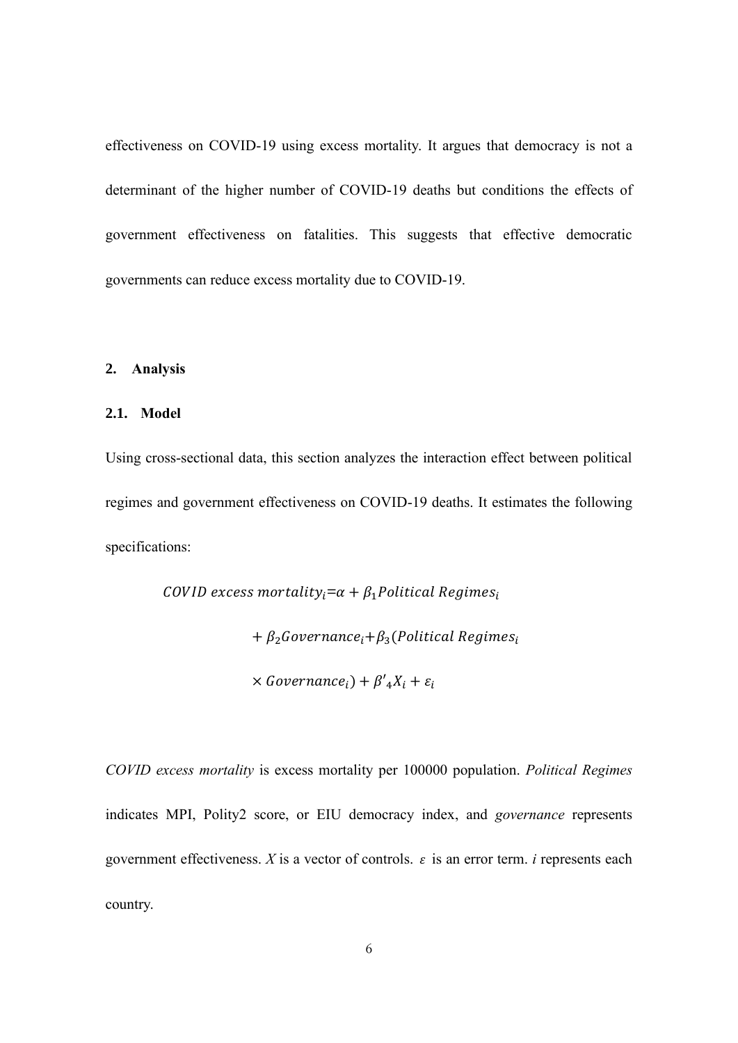effectiveness on COVID-19 using excess mortality. It argues that democracy is not a determinant of the higher number of COVID-19 deaths but conditions the effects of government effectiveness on fatalities. This suggests that effective democratic governments can reduce excess mortality due to COVID-19.

## 2. Analysis

### 2.1. Model

Using cross-sectional data, this section analyzes the interaction effect between political regimes and government effectiveness on COVID-19 deaths. It estimates the following specifications:

$$
\begin{aligned}
COVID\ excess\ mortality_i = {} & \alpha + \beta_1 Political\ Regimes_i \\
& + \beta_2 Governance_i + \beta_3 (Political\ Regimes_i \\
& \times Governance_i) + \beta'_4 X_i + \varepsilon_i
\end{aligned}
$$

*COVID excess mortality* is excess mortality per 100000 population. *Political Regimes* indicates MPI, Polity2 score, or EIU democracy index, and *governance* represents government effectiveness. $X$ is a vector of controls. $\varepsilon$ is an error term. $i$ represents each country.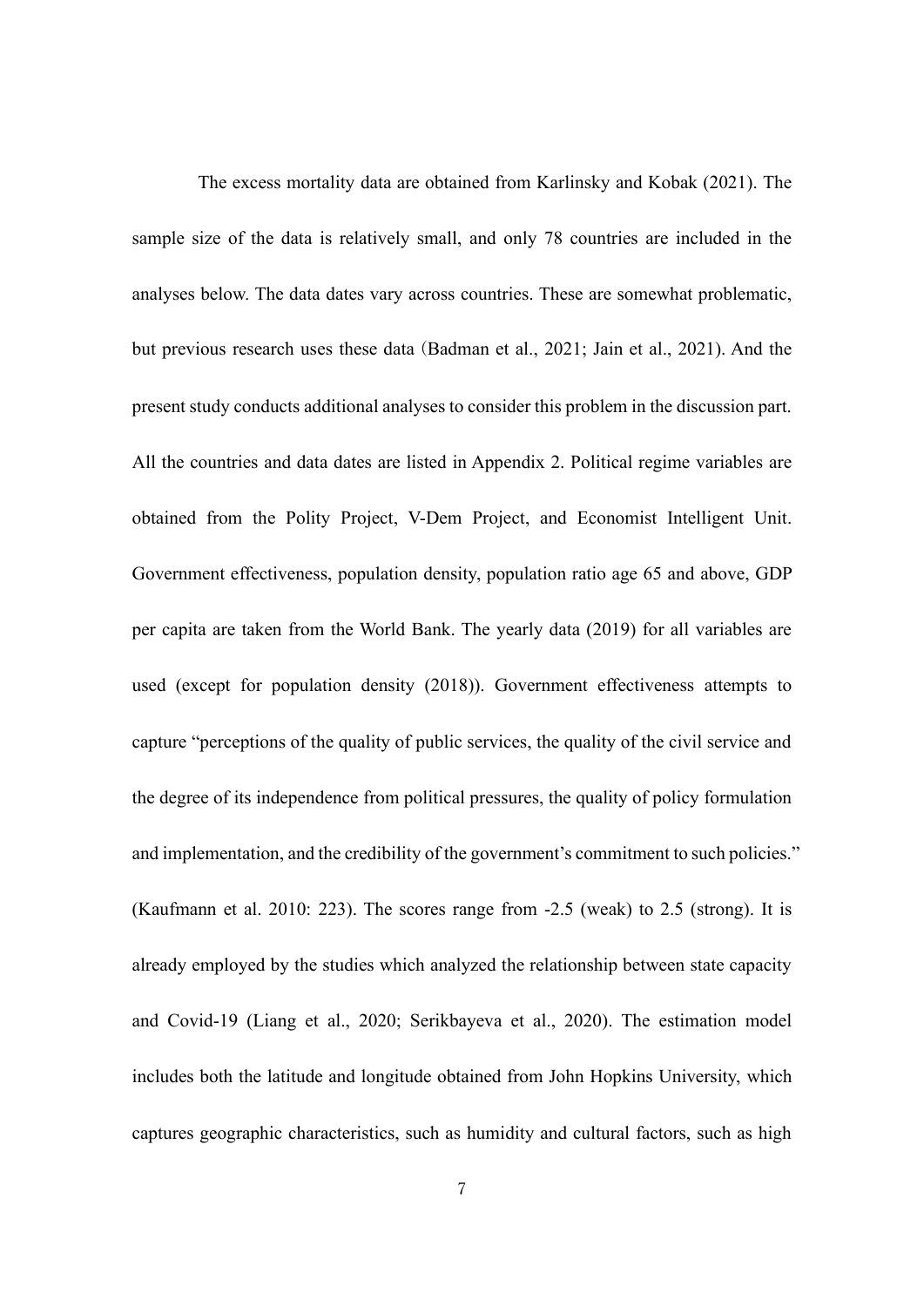The excess mortality data are obtained from Karlinsky and Kobak (2021). The sample size of the data is relatively small, and only 78 countries are included in the analyses below. The data dates vary across countries. These are somewhat problematic, but previous research uses these data (Badman et al., 2021; Jain et al., 2021). And the present study conducts additional analyses to consider this problem in the discussion part. All the countries and data dates are listed in Appendix 2. Political regime variables are obtained from the Polity Project, V-Dem Project, and Economist Intelligent Unit. Government effectiveness, population density, population ratio age 65 and above, GDP per capita are taken from the World Bank. The yearly data (2019) for all variables are used (except for population density (2018)). Government effectiveness attempts to capture "perceptions of the quality of public services, the quality of the civil service and the degree of its independence from political pressures, the quality of policy formulation and implementation, and the credibility of the government's commitment to such policies." (Kaufmann et al. 2010: 223). The scores range from -2.5 (weak) to 2.5 (strong). It is already employed by the studies which analyzed the relationship between state capacity and Covid-19 (Liang et al., 2020; Serikbayeva et al., 2020). The estimation model includes both the latitude and longitude obtained from John Hopkins University, which captures geographic characteristics, such as humidity and cultural factors, such as high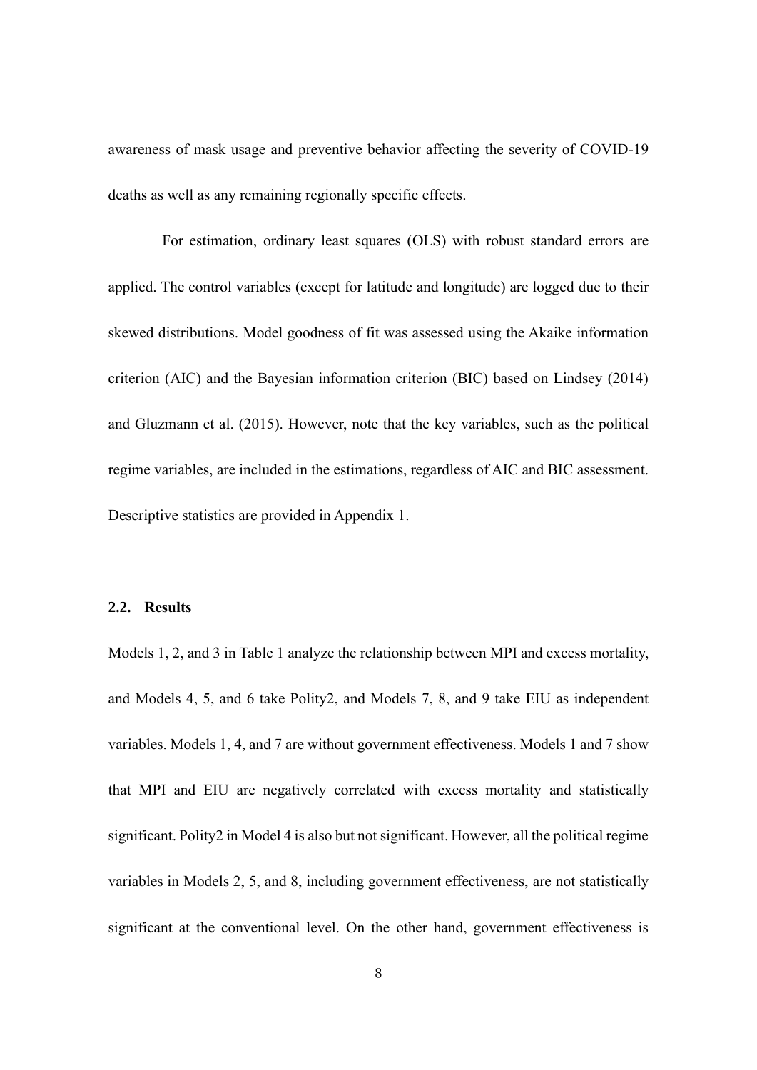awareness of mask usage and preventive behavior affecting the severity of COVID-19 deaths as well as any remaining regionally specific effects.

For estimation, ordinary least squares (OLS) with robust standard errors are applied. The control variables (except for latitude and longitude) are logged due to their skewed distributions. Model goodness of fit was assessed using the Akaike information criterion (AIC) and the Bayesian information criterion (BIC) based on Lindsey (2014) and Gluzmann et al. (2015). However, note that the key variables, such as the political regime variables, are included in the estimations, regardless of AIC and BIC assessment. Descriptive statistics are provided in Appendix 1.

### 2.2. Results

Models 1, 2, and 3 in Table 1 analyze the relationship between MPI and excess mortality, and Models 4, 5, and 6 take Polity2, and Models 7, 8, and 9 take EIU as independent variables. Models 1, 4, and 7 are without government effectiveness. Models 1 and 7 show that MPI and EIU are negatively correlated with excess mortality and statistically significant. Polity2 in Model 4 is also but not significant. However, all the political regime variables in Models 2, 5, and 8, including government effectiveness, are not statistically significant at the conventional level. On the other hand, government effectiveness is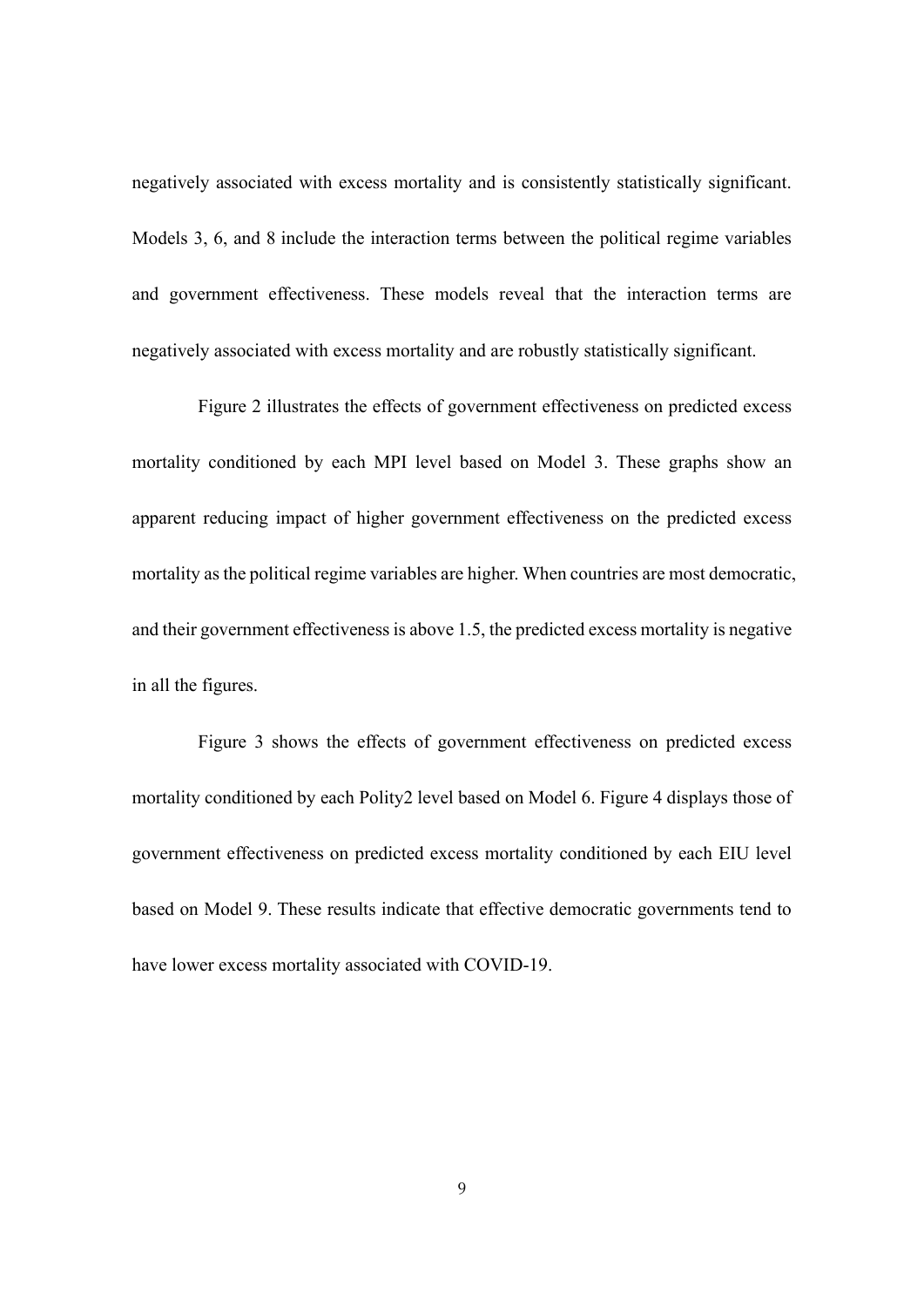negatively associated with excess mortality and is consistently statistically significant. Models 3, 6, and 8 include the interaction terms between the political regime variables and government effectiveness. These models reveal that the interaction terms are negatively associated with excess mortality and are robustly statistically significant.

Figure 2 illustrates the effects of government effectiveness on predicted excess mortality conditioned by each MPI level based on Model 3. These graphs show an apparent reducing impact of higher government effectiveness on the predicted excess mortality as the political regime variables are higher. When countries are most democratic, and their government effectiveness is above 1.5, the predicted excess mortality is negative in all the figures.

Figure 3 shows the effects of government effectiveness on predicted excess mortality conditioned by each Polity2 level based on Model 6. Figure 4 displays those of government effectiveness on predicted excess mortality conditioned by each EIU level based on Model 9. These results indicate that effective democratic governments tend to have lower excess mortality associated with COVID-19.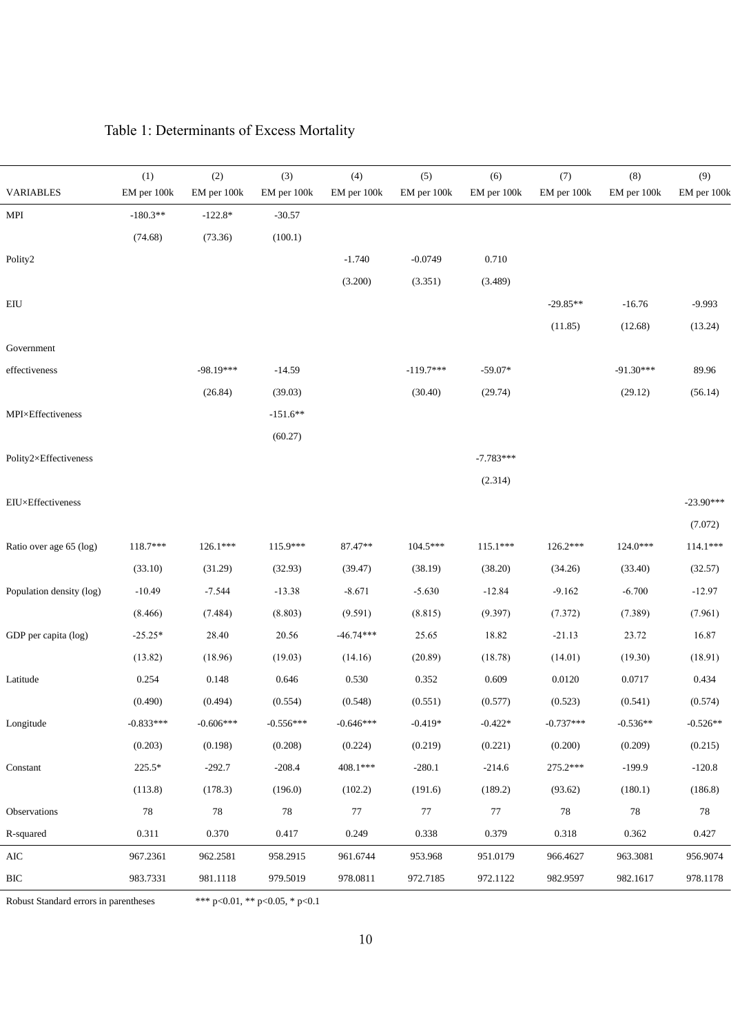Table 1: Determinants of Excess Mortality

| VARIABLES | (1) EM per 100k | (2) EM per 100k | (3) EM per 100k | (4) EM per 100k | (5) EM per 100k | (6) EM per 100k | (7) EM per 100k | (8) EM per 100k | (9) EM per 100k |
|---|---|---|---|---|---|---|---|---|---|
| MPI | -180.3** | -122.8* | -30.57 | | | | | | |
| | (74.68) | (73.36) | (100.1) | | | | | | |
| Polity2 | | | | -1.740 | -0.0749 | 0.710 | | | |
| | | | | (3.200) | (3.351) | (3.489) | | | |
| EIU | | | | | | | -29.85** | -16.76 | -9.993 |
| | | | | | | | (11.85) | (12.68) | (13.24) |
| Government effectiveness | | -98.19*** | -14.59 | | -119.7*** | -59.07* | | -91.30*** | 89.96 |
| | | (26.84) | (39.03) | | (30.40) | (29.74) | | (29.12) | (56.14) |
| MPI×Effectiveness | | | -151.6** | | | | | | |
| | | | (60.27) | | | | | | |
| Polity2×Effectiveness | | | | | | -7.783*** | | | |
| | | | | | | (2.314) | | | |
| EIU×Effectiveness | | | | | | | | | -23.90*** |
| | | | | | | | | | (7.072) |
| Ratio over age 65 (log) | 118.7*** | 126.1*** | 115.9*** | 87.47** | 104.5*** | 115.1*** | 126.2*** | 124.0*** | 114.1*** |
| | (33.10) | (31.29) | (32.93) | (39.47) | (38.19) | (38.20) | (34.26) | (33.40) | (32.57) |
| Population density (log) | -10.49 | -7.544 | -13.38 | -8.671 | -5.630 | -12.84 | -9.162 | -6.700 | -12.97 |
| | (8.466) | (7.484) | (8.803) | (9.591) | (8.815) | (9.397) | (7.372) | (7.389) | (7.961) |
| GDP per capita (log) | -25.25* | 28.40 | 20.56 | -46.74*** | 25.65 | 18.82 | -21.13 | 23.72 | 16.87 |
| | (13.82) | (18.96) | (19.03) | (14.16) | (20.89) | (18.78) | (14.01) | (19.30) | (18.91) |
| Latitude | 0.254 | 0.148 | 0.646 | 0.530 | 0.352 | 0.609 | 0.0120 | 0.0717 | 0.434 |
| | (0.490) | (0.494) | (0.554) | (0.548) | (0.551) | (0.577) | (0.523) | (0.541) | (0.574) |
| Longitude | -0.833*** | -0.606*** | -0.556*** | -0.646*** | -0.419* | -0.422* | -0.737*** | -0.536** | -0.526** |
| | (0.203) | (0.198) | (0.208) | (0.224) | (0.219) | (0.221) | (0.200) | (0.209) | (0.215) |
| Constant | 225.5* | -292.7 | -208.4 | 408.1*** | -280.1 | -214.6 | 275.2*** | -199.9 | -120.8 |
| | (113.8) | (178.3) | (196.0) | (102.2) | (191.6) | (189.2) | (93.62) | (180.1) | (186.8) |
| Observations | 78 | 78 | 78 | 77 | 77 | 77 | 78 | 78 | 78 |
| R-squared | 0.311 | 0.370 | 0.417 | 0.249 | 0.338 | 0.379 | 0.318 | 0.362 | 0.427 |
| AIC | 967.2361 | 962.2581 | 958.2915 | 961.6744 | 953.968 | 951.0179 | 966.4627 | 963.3081 | 956.9074 |
| BIC | 983.7331 | 981.1118 | 979.5019 | 978.0811 | 972.7185 | 972.1122 | 982.9597 | 982.1617 | 978.1178 |

Robust Standard errors in parentheses &nbsp;&nbsp;&nbsp; *** p<0.01, ** p<0.05, * p<0.1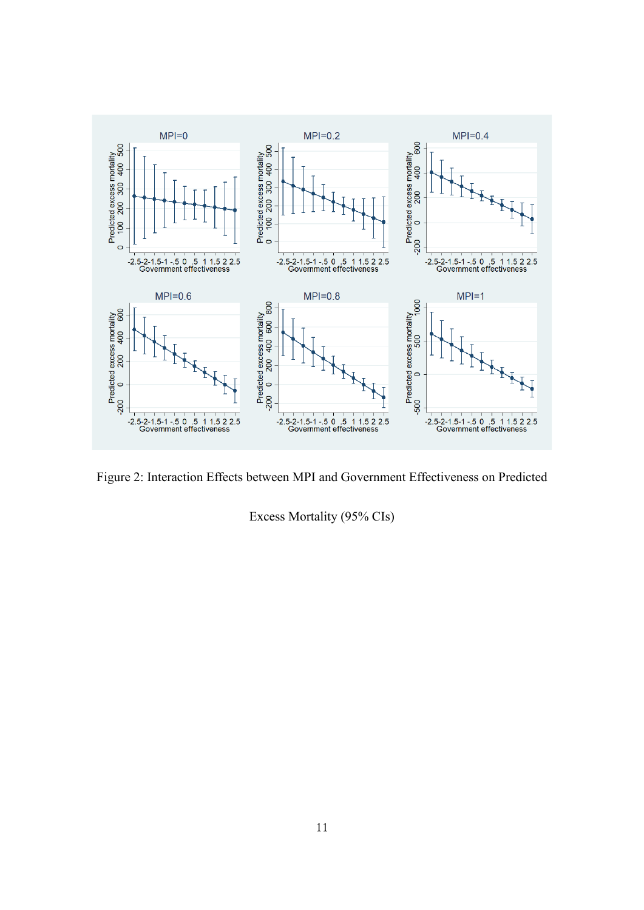Figure 2: Interaction Effects between MPI and Government Effectiveness on Predicted Excess Mortality (95% CIs)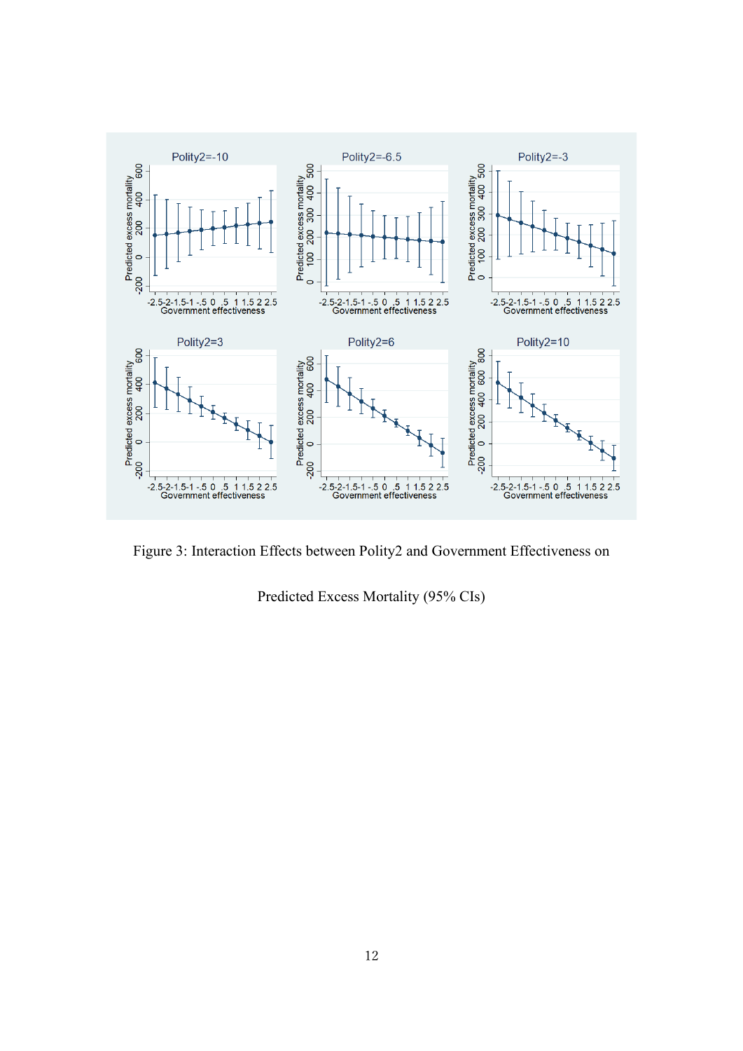Figure 3: Interaction Effects between Polity2 and Government Effectiveness on Predicted Excess Mortality (95% CIs)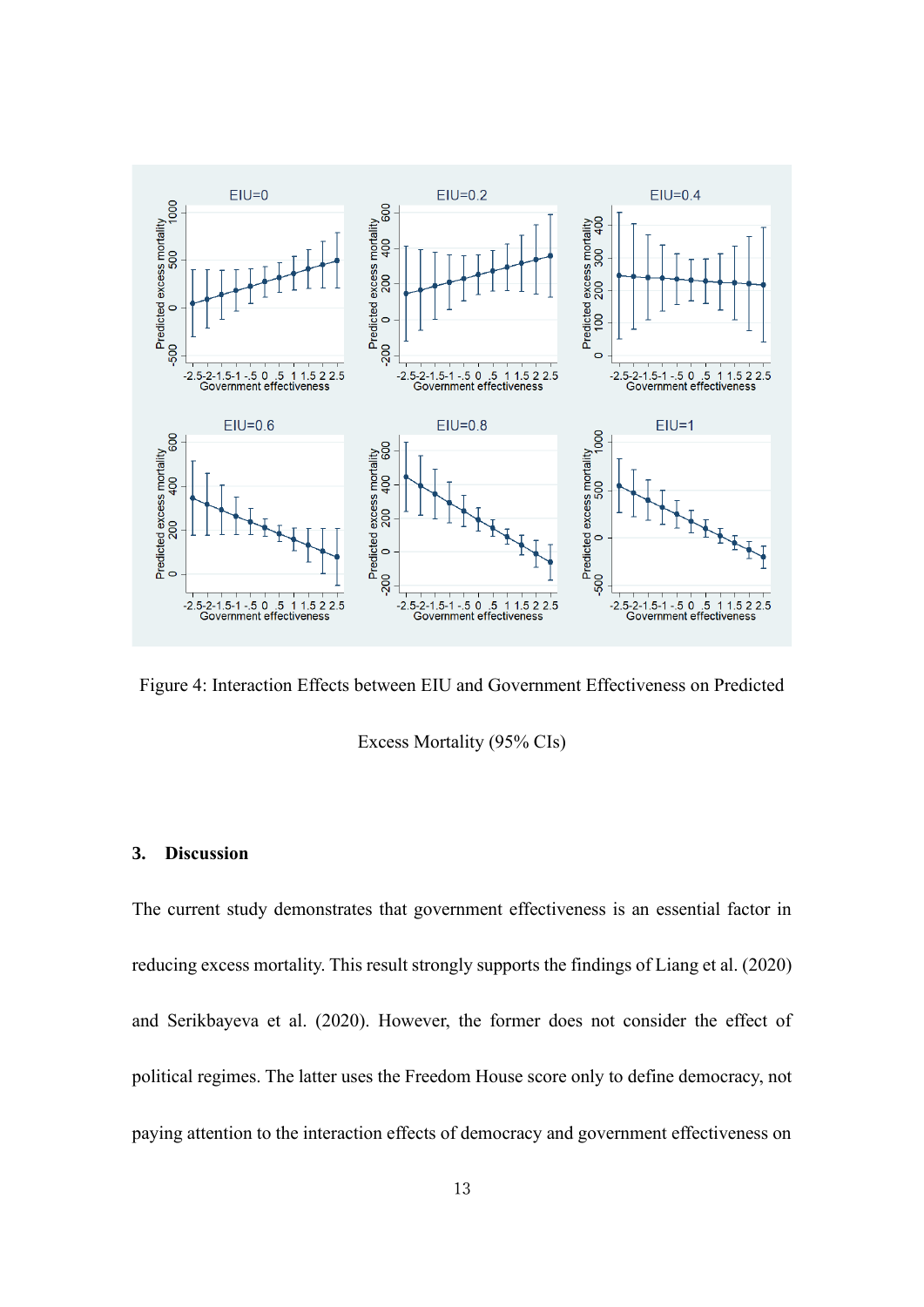Figure 4: Interaction Effects between EIU and Government Effectiveness on Predicted Excess Mortality (95% CIs)

## 3. Discussion

The current study demonstrates that government effectiveness is an essential factor in reducing excess mortality. This result strongly supports the findings of Liang et al. (2020) and Serikbayeva et al. (2020). However, the former does not consider the effect of political regimes. The latter uses the Freedom House score only to define democracy, not paying attention to the interaction effects of democracy and government effectiveness on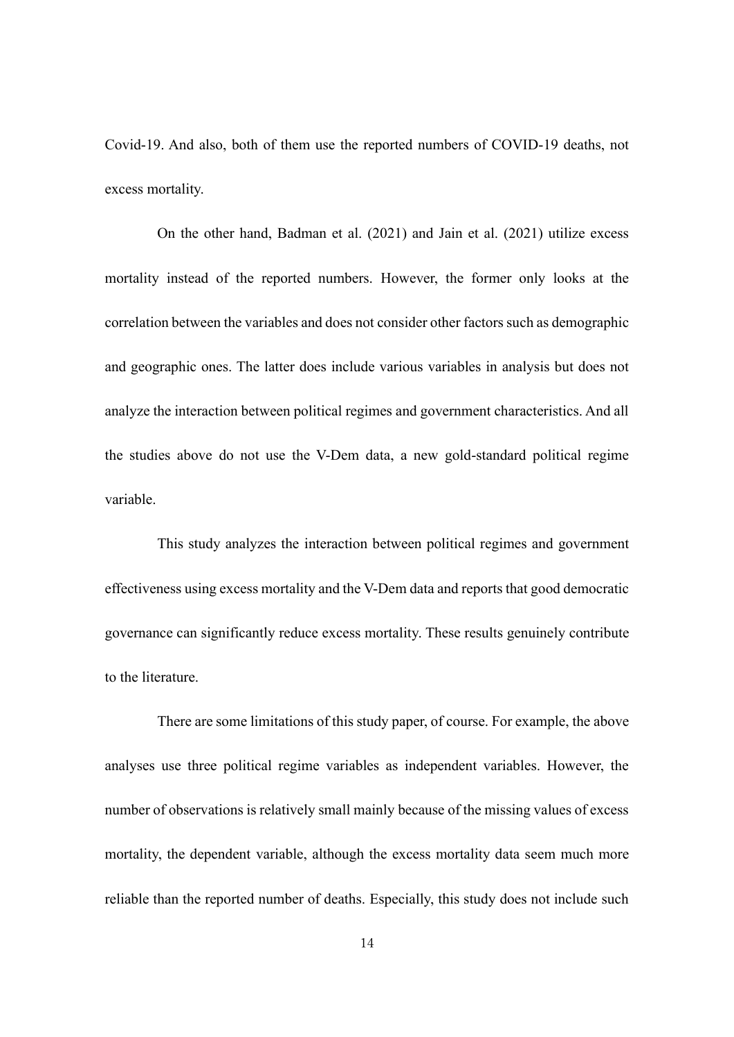Covid-19. And also, both of them use the reported numbers of COVID-19 deaths, not excess mortality.

On the other hand, Badman et al. (2021) and Jain et al. (2021) utilize excess mortality instead of the reported numbers. However, the former only looks at the correlation between the variables and does not consider other factors such as demographic and geographic ones. The latter does include various variables in analysis but does not analyze the interaction between political regimes and government characteristics. And all the studies above do not use the V-Dem data, a new gold-standard political regime variable.

This study analyzes the interaction between political regimes and government effectiveness using excess mortality and the V-Dem data and reports that good democratic governance can significantly reduce excess mortality. These results genuinely contribute to the literature.

There are some limitations of this study paper, of course. For example, the above analyses use three political regime variables as independent variables. However, the number of observations is relatively small mainly because of the missing values of excess mortality, the dependent variable, although the excess mortality data seem much more reliable than the reported number of deaths. Especially, this study does not include such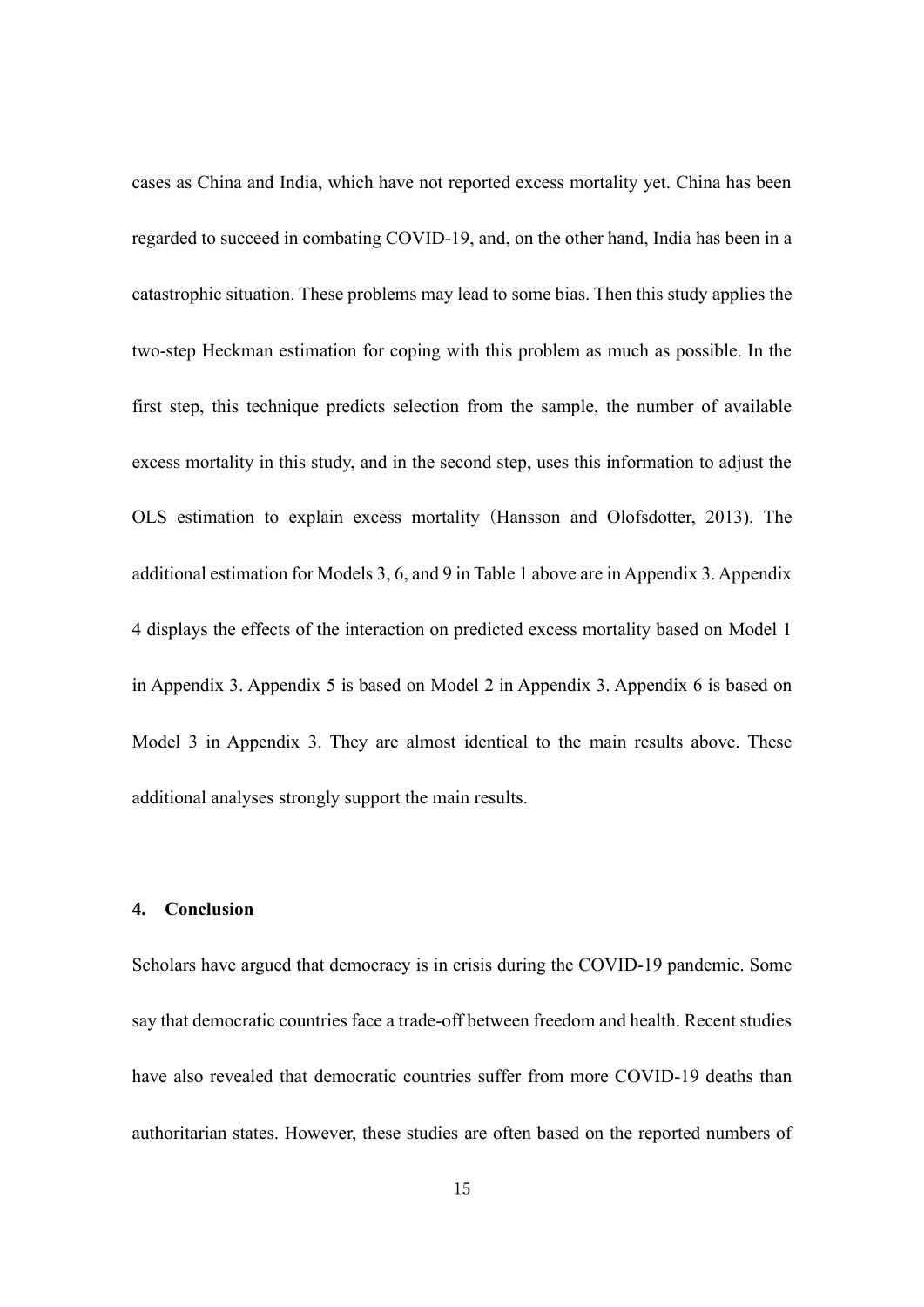cases as China and India, which have not reported excess mortality yet. China has been regarded to succeed in combating COVID-19, and, on the other hand, India has been in a catastrophic situation. These problems may lead to some bias. Then this study applies the two-step Heckman estimation for coping with this problem as much as possible. In the first step, this technique predicts selection from the sample, the number of available excess mortality in this study, and in the second step, uses this information to adjust the OLS estimation to explain excess mortality (Hansson and Olofsdotter, 2013). The additional estimation for Models 3, 6, and 9 in Table 1 above are in Appendix 3. Appendix 4 displays the effects of the interaction on predicted excess mortality based on Model 1 in Appendix 3. Appendix 5 is based on Model 2 in Appendix 3. Appendix 6 is based on Model 3 in Appendix 3. They are almost identical to the main results above. These additional analyses strongly support the main results.

## 4. Conclusion

Scholars have argued that democracy is in crisis during the COVID-19 pandemic. Some say that democratic countries face a trade-off between freedom and health. Recent studies have also revealed that democratic countries suffer from more COVID-19 deaths than authoritarian states. However, these studies are often based on the reported numbers of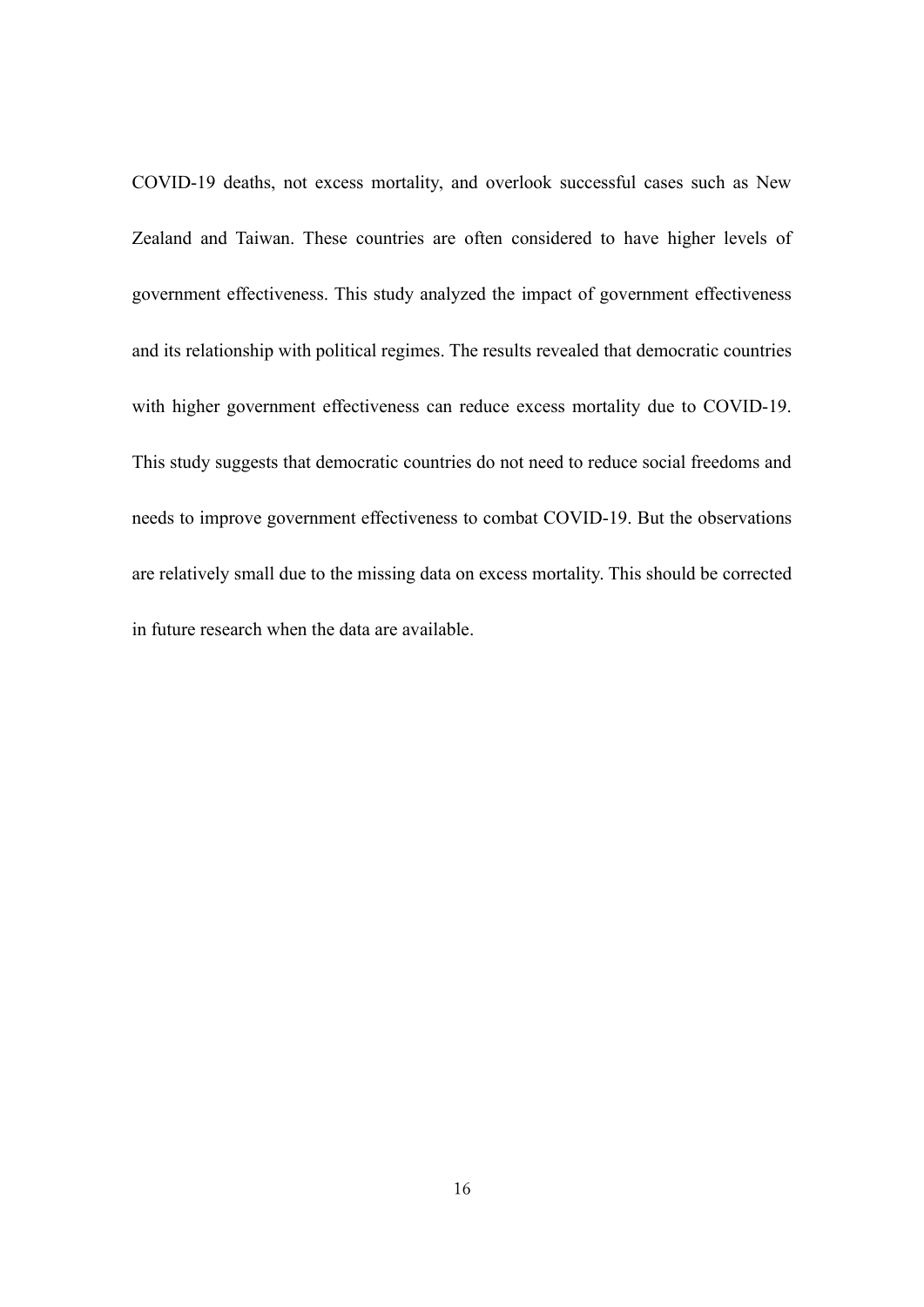COVID-19 deaths, not excess mortality, and overlook successful cases such as New Zealand and Taiwan. These countries are often considered to have higher levels of government effectiveness. This study analyzed the impact of government effectiveness and its relationship with political regimes. The results revealed that democratic countries with higher government effectiveness can reduce excess mortality due to COVID-19. This study suggests that democratic countries do not need to reduce social freedoms and needs to improve government effectiveness to combat COVID-19. But the observations are relatively small due to the missing data on excess mortality. This should be corrected in future research when the data are available.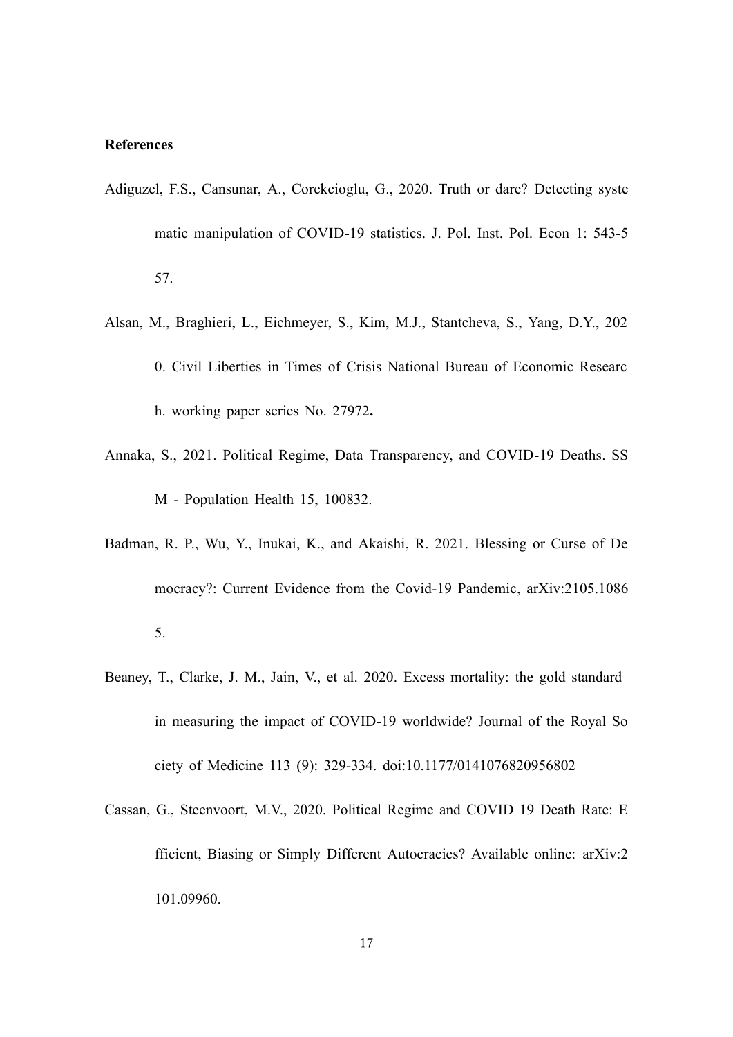**References**

Adiguzel, F.S., Cansunar, A., Corekcioglu, G., 2020. Truth or dare? Detecting systematic manipulation of COVID-19 statistics. J. Pol. Inst. Pol. Econ 1: 543-557.

Alsan, M., Braghieri, L., Eichmeyer, S., Kim, M.J., Stantcheva, S., Yang, D.Y., 2020. Civil Liberties in Times of Crisis National Bureau of Economic Research. working paper series No. 27972**.**

Annaka, S., 2021. Political Regime, Data Transparency, and COVID-19 Deaths. SSM - Population Health 15, 100832.

Badman, R. P., Wu, Y., Inukai, K., and Akaishi, R. 2021. Blessing or Curse of Democracy?: Current Evidence from the Covid-19 Pandemic, arXiv:2105.10865.

Beaney, T., Clarke, J. M., Jain, V., et al. 2020. Excess mortality: the gold standard in measuring the impact of COVID-19 worldwide? Journal of the Royal Society of Medicine 113 (9): 329-334. doi:10.1177/0141076820956802

Cassan, G., Steenvoort, M.V., 2020. Political Regime and COVID 19 Death Rate: Efficient, Biasing or Simply Different Autocracies? Available online: arXiv:2101.09960.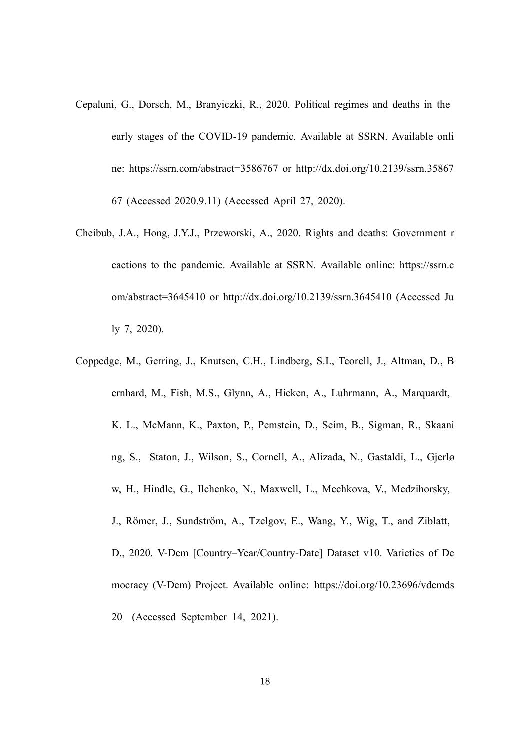Cepaluni, G., Dorsch, M., Branyiczki, R., 2020. Political regimes and deaths in the early stages of the COVID-19 pandemic. Available at SSRN. Available online: https://ssrn.com/abstract=3586767 or http://dx.doi.org/10.2139/ssrn.3586767 (Accessed 2020.9.11) (Accessed April 27, 2020).

Cheibub, J.A., Hong, J.Y.J., Przeworski, A., 2020. Rights and deaths: Government reactions to the pandemic. Available at SSRN. Available online: https://ssrn.com/abstract=3645410 or http://dx.doi.org/10.2139/ssrn.3645410 (Accessed July 7, 2020).

Coppedge, M., Gerring, J., Knutsen, C.H., Lindberg, S.I., Teorell, J., Altman, D., Bernhard, M., Fish, M.S., Glynn, A., Hicken, A., Luhrmann, A., Marquardt, K. L., McMann, K., Paxton, P., Pemstein, D., Seim, B., Sigman, R., Skaaning, S., Staton, J., Wilson, S., Cornell, A., Alizada, N., Gastaldi, L., Gjerløw, H., Hindle, G., Ilchenko, N., Maxwell, L., Mechkova, V., Medzihorsky, J., Römer, J., Sundström, A., Tzelgov, E., Wang, Y., Wig, T., and Ziblatt, D., 2020. V-Dem [Country–Year/Country-Date] Dataset v10. Varieties of Democracy (V-Dem) Project. Available online: https://doi.org/10.23696/vdemds20 (Accessed September 14, 2021).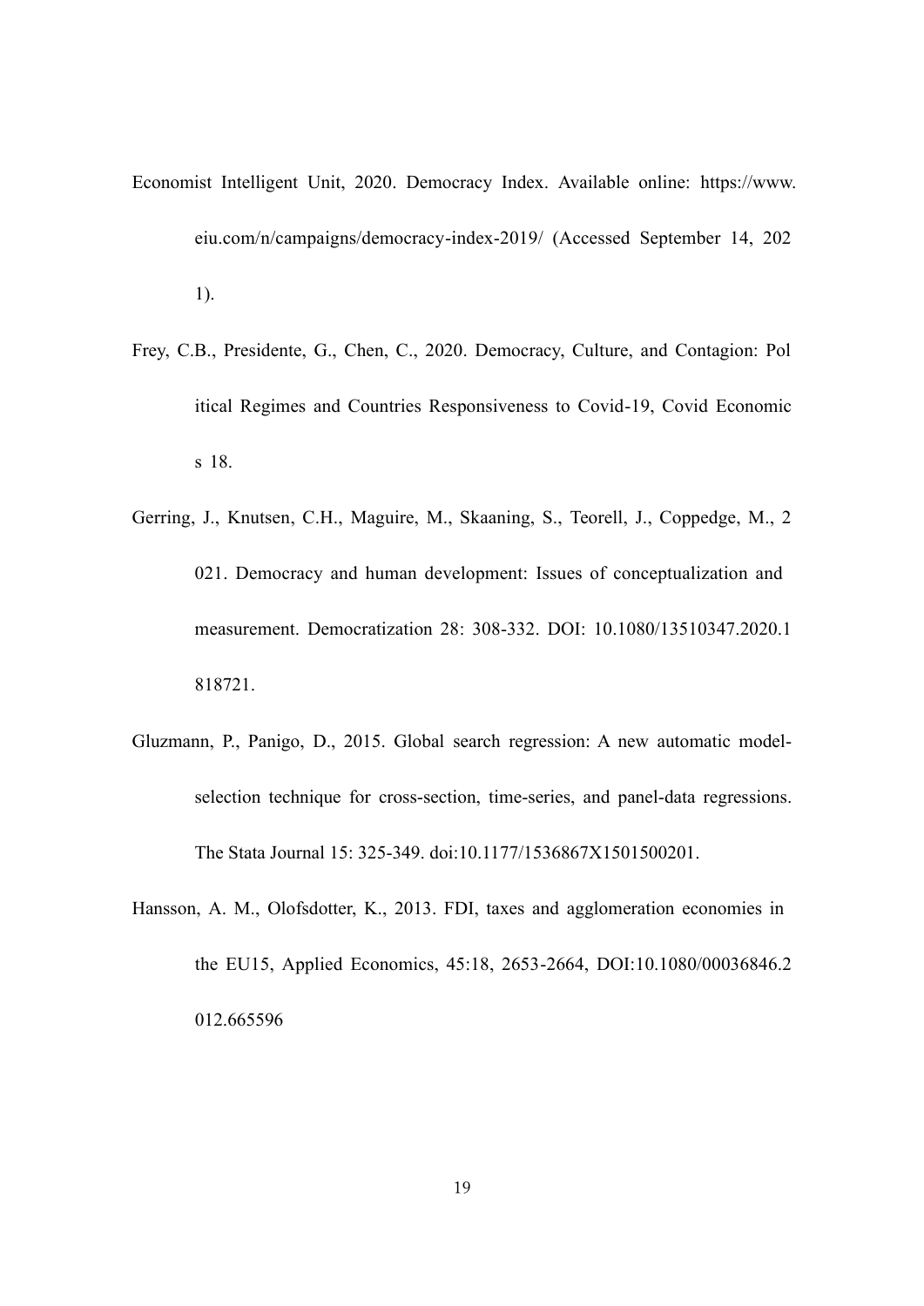Economist Intelligent Unit, 2020. Democracy Index. Available online: https://www.eiu.com/n/campaigns/democracy-index-2019/ (Accessed September 14, 2021).

Frey, C.B., Presidente, G., Chen, C., 2020. Democracy, Culture, and Contagion: Political Regimes and Countries Responsiveness to Covid-19, Covid Economics 18.

Gerring, J., Knutsen, C.H., Maguire, M., Skaaning, S., Teorell, J., Coppedge, M., 2021. Democracy and human development: Issues of conceptualization and measurement. Democratization 28: 308-332. DOI: 10.1080/13510347.2020.1818721.

Gluzmann, P., Panigo, D., 2015. Global search regression: A new automatic model-selection technique for cross-section, time-series, and panel-data regressions. The Stata Journal 15: 325-349. doi:10.1177/1536867X1501500201.

Hansson, A. M., Olofsdotter, K., 2013. FDI, taxes and agglomeration economies in the EU15, Applied Economics, 45:18, 2653-2664, DOI:10.1080/00036846.2012.665596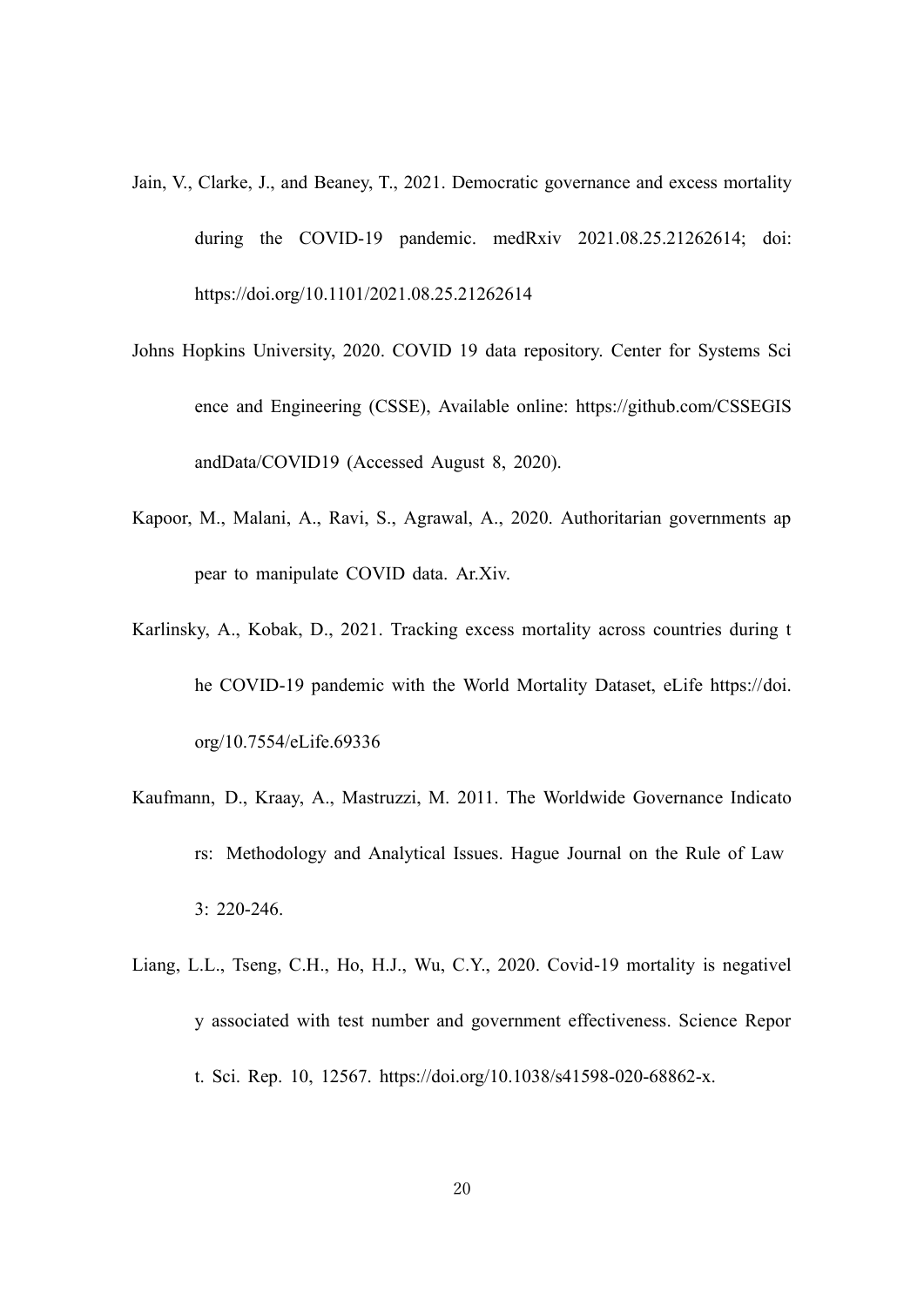Jain, V., Clarke, J., and Beaney, T., 2021. Democratic governance and excess mortality during the COVID-19 pandemic. medRxiv 2021.08.25.21262614; doi: https://doi.org/10.1101/2021.08.25.21262614

Johns Hopkins University, 2020. COVID 19 data repository. Center for Systems Sci ence and Engineering (CSSE), Available online: https://github.com/CSSEGIS andData/COVID19 (Accessed August 8, 2020).

Kapoor, M., Malani, A., Ravi, S., Agrawal, A., 2020. Authoritarian governments ap pear to manipulate COVID data. Ar.Xiv.

Karlinsky, A., Kobak, D., 2021. Tracking excess mortality across countries during t he COVID-19 pandemic with the World Mortality Dataset, eLife https://doi. org/10.7554/eLife.69336

Kaufmann, D., Kraay, A., Mastruzzi, M. 2011. The Worldwide Governance Indicato rs: Methodology and Analytical Issues. Hague Journal on the Rule of Law 3: 220-246.

Liang, L.L., Tseng, C.H., Ho, H.J., Wu, C.Y., 2020. Covid-19 mortality is negativel y associated with test number and government effectiveness. Science Repor t. Sci. Rep. 10, 12567. https://doi.org/10.1038/s41598-020-68862-x.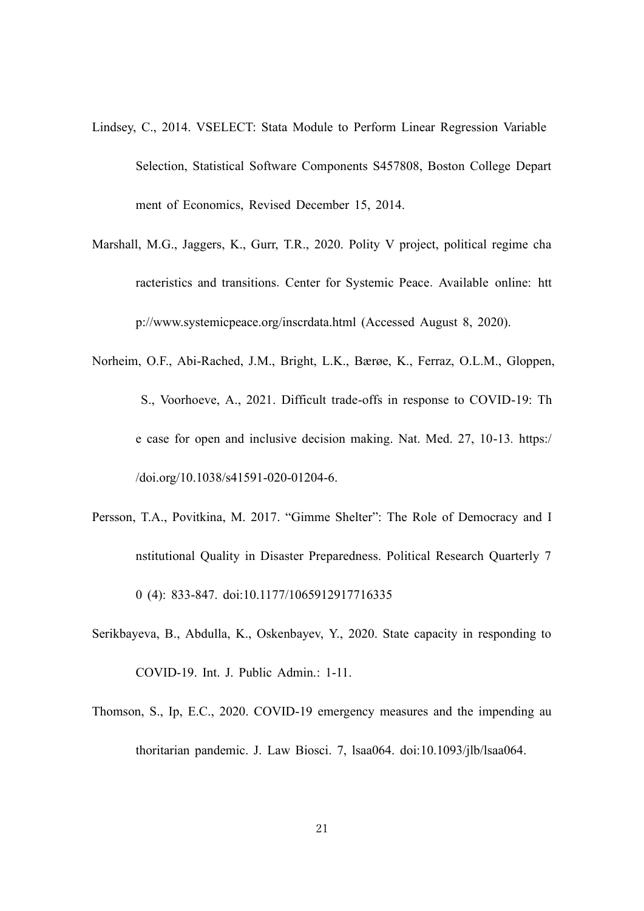Lindsey, C., 2014. VSELECT: Stata Module to Perform Linear Regression Variable Selection, Statistical Software Components S457808, Boston College Department of Economics, Revised December 15, 2014.

Marshall, M.G., Jaggers, K., Gurr, T.R., 2020. Polity V project, political regime characteristics and transitions. Center for Systemic Peace. Available online: http://www.systemicpeace.org/inscrdata.html (Accessed August 8, 2020).

Norheim, O.F., Abi-Rached, J.M., Bright, L.K., Bærøe, K., Ferraz, O.L.M., Gloppen, S., Voorhoeve, A., 2021. Difficult trade-offs in response to COVID-19: The case for open and inclusive decision making. Nat. Med. 27, 10-13. https://doi.org/10.1038/s41591-020-01204-6.

Persson, T.A., Povitkina, M. 2017. "Gimme Shelter": The Role of Democracy and Institutional Quality in Disaster Preparedness. Political Research Quarterly 70 (4): 833-847. doi:10.1177/1065912917716335

Serikbayeva, B., Abdulla, K., Oskenbayev, Y., 2020. State capacity in responding to COVID-19. Int. J. Public Admin.: 1-11.

Thomson, S., Ip, E.C., 2020. COVID-19 emergency measures and the impending authoritarian pandemic. J. Law Biosci. 7, lsaa064. doi:10.1093/jlb/lsaa064.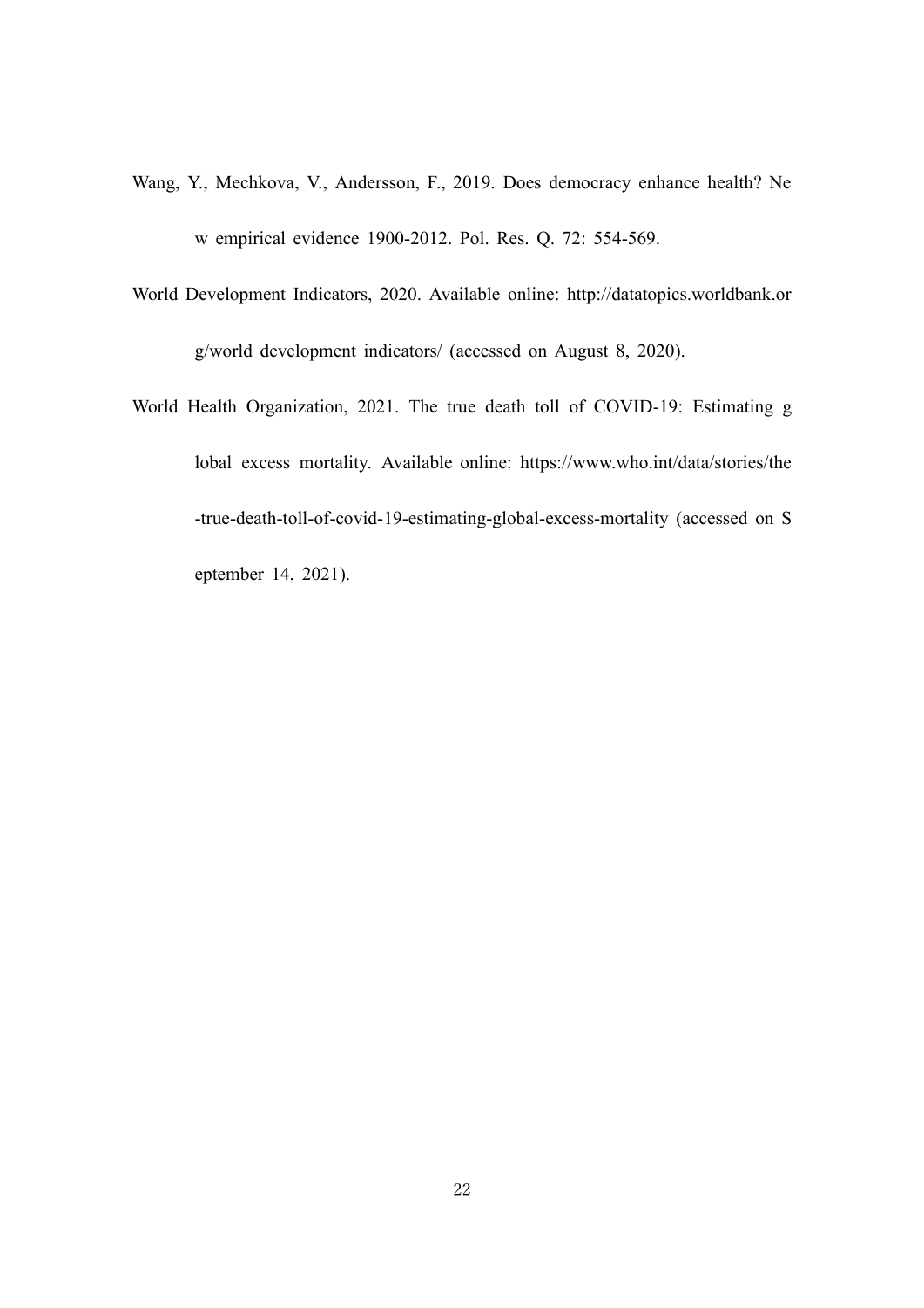Wang, Y., Mechkova, V., Andersson, F., 2019. Does democracy enhance health? New empirical evidence 1900-2012. Pol. Res. Q. 72: 554-569.

World Development Indicators, 2020. Available online: http://datatopics.worldbank.org/world development indicators/ (accessed on August 8, 2020).

World Health Organization, 2021. The true death toll of COVID-19: Estimating global excess mortality. Available online: https://www.who.int/data/stories/the-true-death-toll-of-covid-19-estimating-global-excess-mortality (accessed on September 14, 2021).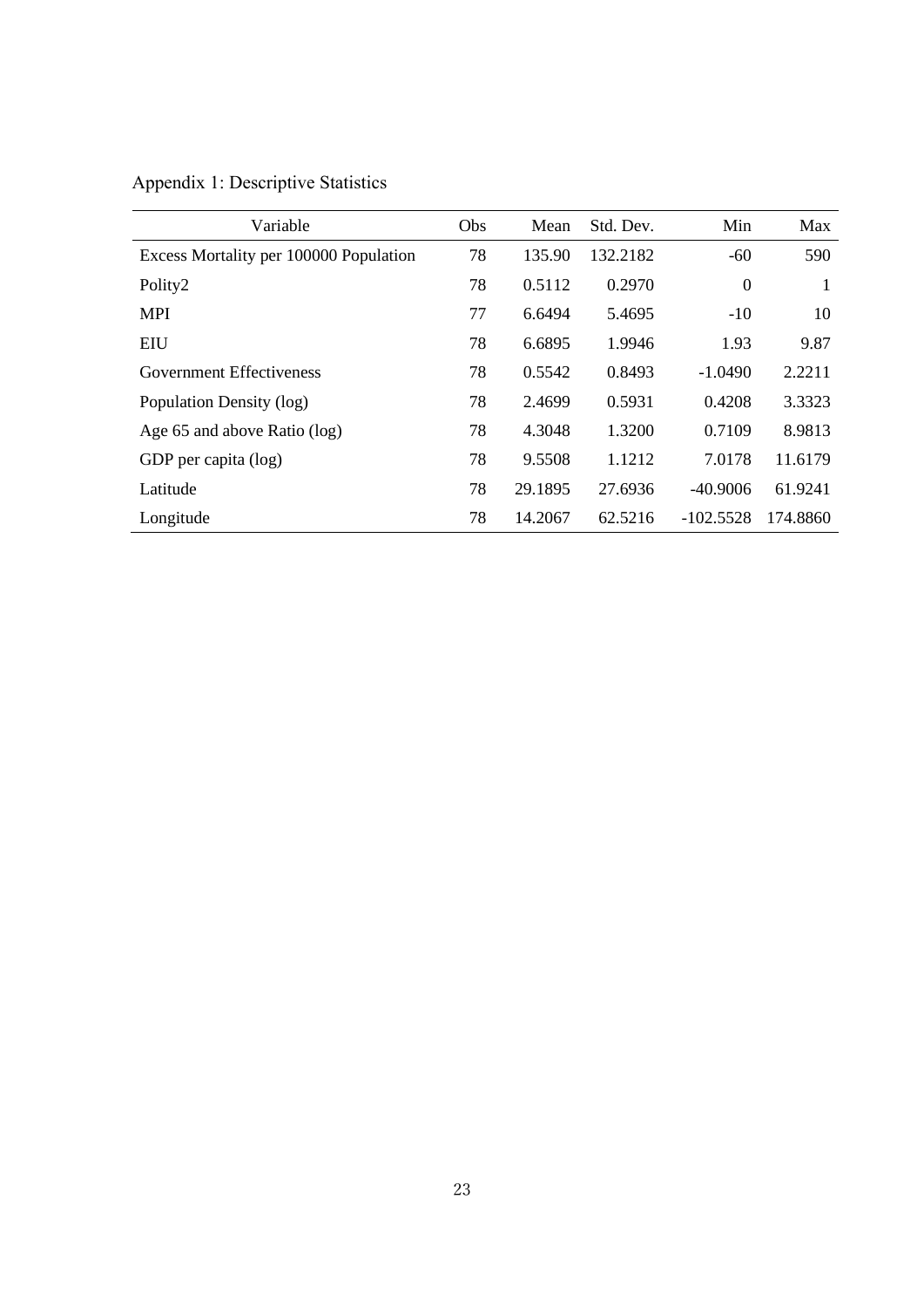Appendix 1: Descriptive Statistics

| Variable | Obs | Mean | Std. Dev. | Min | Max |
|---|---|---|---|---|---|
| Excess Mortality per 100000 Population | 78 | 135.90 | 132.2182 | -60 | 590 |
| Polity2 | 78 | 0.5112 | 0.2970 | 0 | 1 |
| MPI | 77 | 6.6494 | 5.4695 | -10 | 10 |
| EIU | 78 | 6.6895 | 1.9946 | 1.93 | 9.87 |
| Government Effectiveness | 78 | 0.5542 | 0.8493 | -1.0490 | 2.2211 |
| Population Density (log) | 78 | 2.4699 | 0.5931 | 0.4208 | 3.3323 |
| Age 65 and above Ratio (log) | 78 | 4.3048 | 1.3200 | 0.7109 | 8.9813 |
| GDP per capita (log) | 78 | 9.5508 | 1.1212 | 7.0178 | 11.6179 |
| Latitude | 78 | 29.1895 | 27.6936 | -40.9006 | 61.9241 |
| Longitude | 78 | 14.2067 | 62.5216 | -102.5528 | 174.8860 |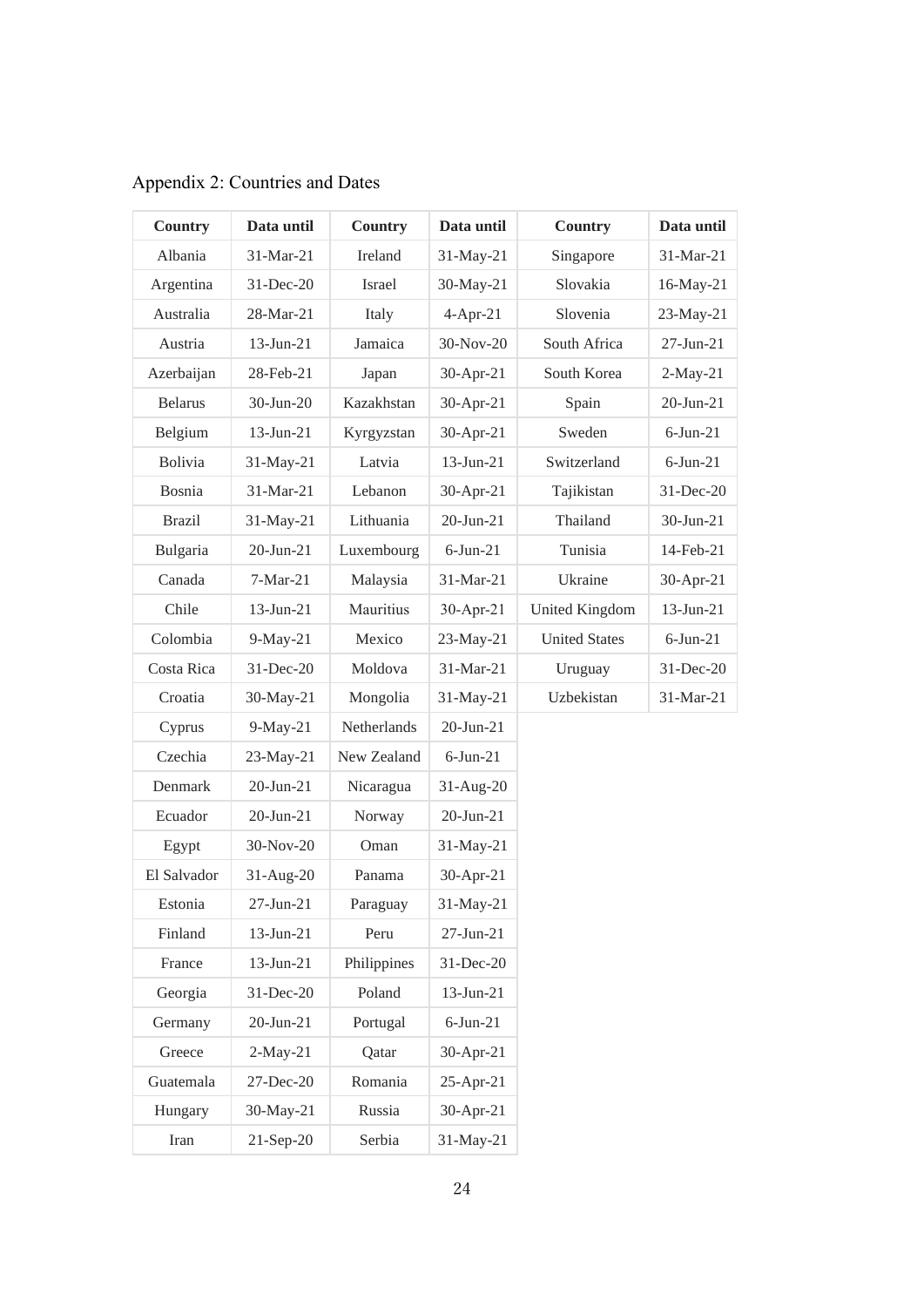Appendix 2: Countries and Dates

| Country | Data until | Country | Data until | Country | Data until |
|---|---|---|---|---|---|
| Albania | 31-Mar-21 | Ireland | 31-May-21 | Singapore | 31-Mar-21 |
| Argentina | 31-Dec-20 | Israel | 30-May-21 | Slovakia | 16-May-21 |
| Australia | 28-Mar-21 | Italy | 4-Apr-21 | Slovenia | 23-May-21 |
| Austria | 13-Jun-21 | Jamaica | 30-Nov-20 | South Africa | 27-Jun-21 |
| Azerbaijan | 28-Feb-21 | Japan | 30-Apr-21 | South Korea | 2-May-21 |
| Belarus | 30-Jun-20 | Kazakhstan | 30-Apr-21 | Spain | 20-Jun-21 |
| Belgium | 13-Jun-21 | Kyrgyzstan | 30-Apr-21 | Sweden | 6-Jun-21 |
| Bolivia | 31-May-21 | Latvia | 13-Jun-21 | Switzerland | 6-Jun-21 |
| Bosnia | 31-Mar-21 | Lebanon | 30-Apr-21 | Tajikistan | 31-Dec-20 |
| Brazil | 31-May-21 | Lithuania | 20-Jun-21 | Thailand | 30-Jun-21 |
| Bulgaria | 20-Jun-21 | Luxembourg | 6-Jun-21 | Tunisia | 14-Feb-21 |
| Canada | 7-Mar-21 | Malaysia | 31-Mar-21 | Ukraine | 30-Apr-21 |
| Chile | 13-Jun-21 | Mauritius | 30-Apr-21 | United Kingdom | 13-Jun-21 |
| Colombia | 9-May-21 | Mexico | 23-May-21 | United States | 6-Jun-21 |
| Costa Rica | 31-Dec-20 | Moldova | 31-Mar-21 | Uruguay | 31-Dec-20 |
| Croatia | 30-May-21 | Mongolia | 31-May-21 | Uzbekistan | 31-Mar-21 |
| Cyprus | 9-May-21 | Netherlands | 20-Jun-21 | | |
| Czechia | 23-May-21 | New Zealand | 6-Jun-21 | | |
| Denmark | 20-Jun-21 | Nicaragua | 31-Aug-20 | | |
| Ecuador | 20-Jun-21 | Norway | 20-Jun-21 | | |
| Egypt | 30-Nov-20 | Oman | 31-May-21 | | |
| El Salvador | 31-Aug-20 | Panama | 30-Apr-21 | | |
| Estonia | 27-Jun-21 | Paraguay | 31-May-21 | | |
| Finland | 13-Jun-21 | Peru | 27-Jun-21 | | |
| France | 13-Jun-21 | Philippines | 31-Dec-20 | | |
| Georgia | 31-Dec-20 | Poland | 13-Jun-21 | | |
| Germany | 20-Jun-21 | Portugal | 6-Jun-21 | | |
| Greece | 2-May-21 | Qatar | 30-Apr-21 | | |
| Guatemala | 27-Dec-20 | Romania | 25-Apr-21 | | |
| Hungary | 30-May-21 | Russia | 30-Apr-21 | | |
| Iran | 21-Sep-20 | Serbia | 31-May-21 | | |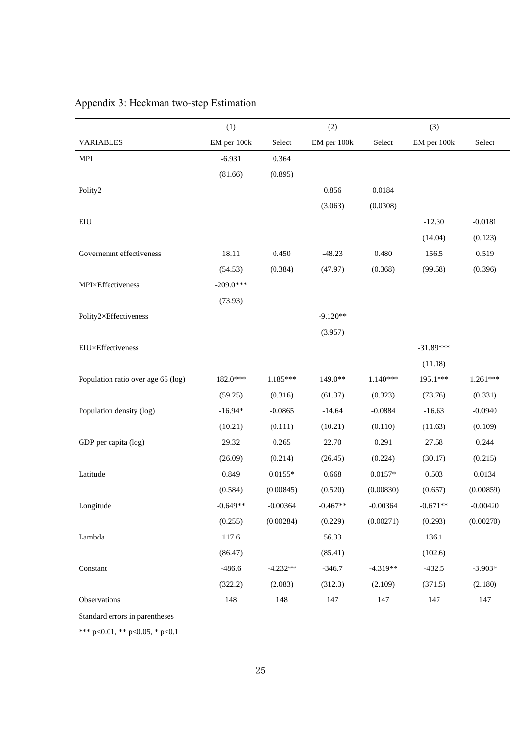Appendix 3: Heckman two-step Estimation

| | (1) | | (2) | | (3) | |
|---|---|---|---|---|---|---|
| VARIABLES | EM per 100k | Select | EM per 100k | Select | EM per 100k | Select |
| MPI | -6.931 | 0.364 | | | | |
| | (81.66) | (0.895) | | | | |
| Polity2 | | | 0.856 | 0.0184 | | |
| | | | (3.063) | (0.0308) | | |
| EIU | | | | | -12.30 | -0.0181 |
| | | | | | (14.04) | (0.123) |
| Governemnt effectiveness | 18.11 | 0.450 | -48.23 | 0.480 | 156.5 | 0.519 |
| | (54.53) | (0.384) | (47.97) | (0.368) | (99.58) | (0.396) |
| MPI×Effectiveness | -209.0*** | | | | | |
| | (73.93) | | | | | |
| Polity2×Effectiveness | | | -9.120** | | | |
| | | | (3.957) | | | |
| EIU×Effectiveness | | | | | -31.89*** | |
| | | | | | (11.18) | |
| Population ratio over age 65 (log) | 182.0*** | 1.185*** | 149.0** | 1.140*** | 195.1*** | 1.261*** |
| | (59.25) | (0.316) | (61.37) | (0.323) | (73.76) | (0.331) |
| Population density (log) | -16.94* | -0.0865 | -14.64 | -0.0884 | -16.63 | -0.0940 |
| | (10.21) | (0.111) | (10.21) | (0.110) | (11.63) | (0.109) |
| GDP per capita (log) | 29.32 | 0.265 | 22.70 | 0.291 | 27.58 | 0.244 |
| | (26.09) | (0.214) | (26.45) | (0.224) | (30.17) | (0.215) |
| Latitude | 0.849 | 0.0155* | 0.668 | 0.0157* | 0.503 | 0.0134 |
| | (0.584) | (0.00845) | (0.520) | (0.00830) | (0.657) | (0.00859) |
| Longitude | -0.649** | -0.00364 | -0.467** | -0.00364 | -0.671** | -0.00420 |
| | (0.255) | (0.00284) | (0.229) | (0.00271) | (0.293) | (0.00270) |
| Lambda | 117.6 | | 56.33 | | 136.1 | |
| | (86.47) | | (85.41) | | (102.6) | |
| Constant | -486.6 | -4.232** | -346.7 | -4.319** | -432.5 | -3.903* |
| | (322.2) | (2.083) | (312.3) | (2.109) | (371.5) | (2.180) |
| Observations | 148 | 148 | 147 | 147 | 147 | 147 |

Standard errors in parentheses

*** p<0.01, ** p<0.05, * p<0.1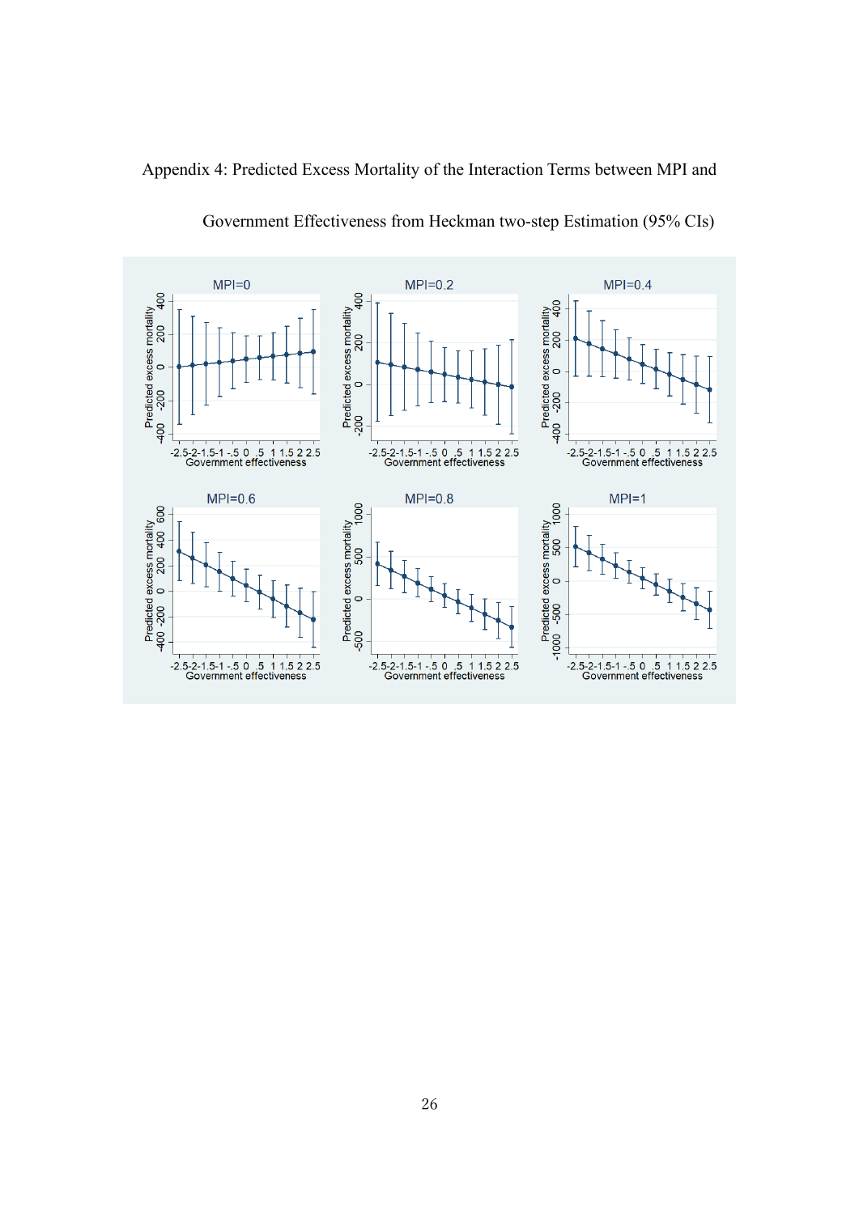Appendix 4: Predicted Excess Mortality of the Interaction Terms between MPI and Government Effectiveness from Heckman two-step Estimation (95% CIs)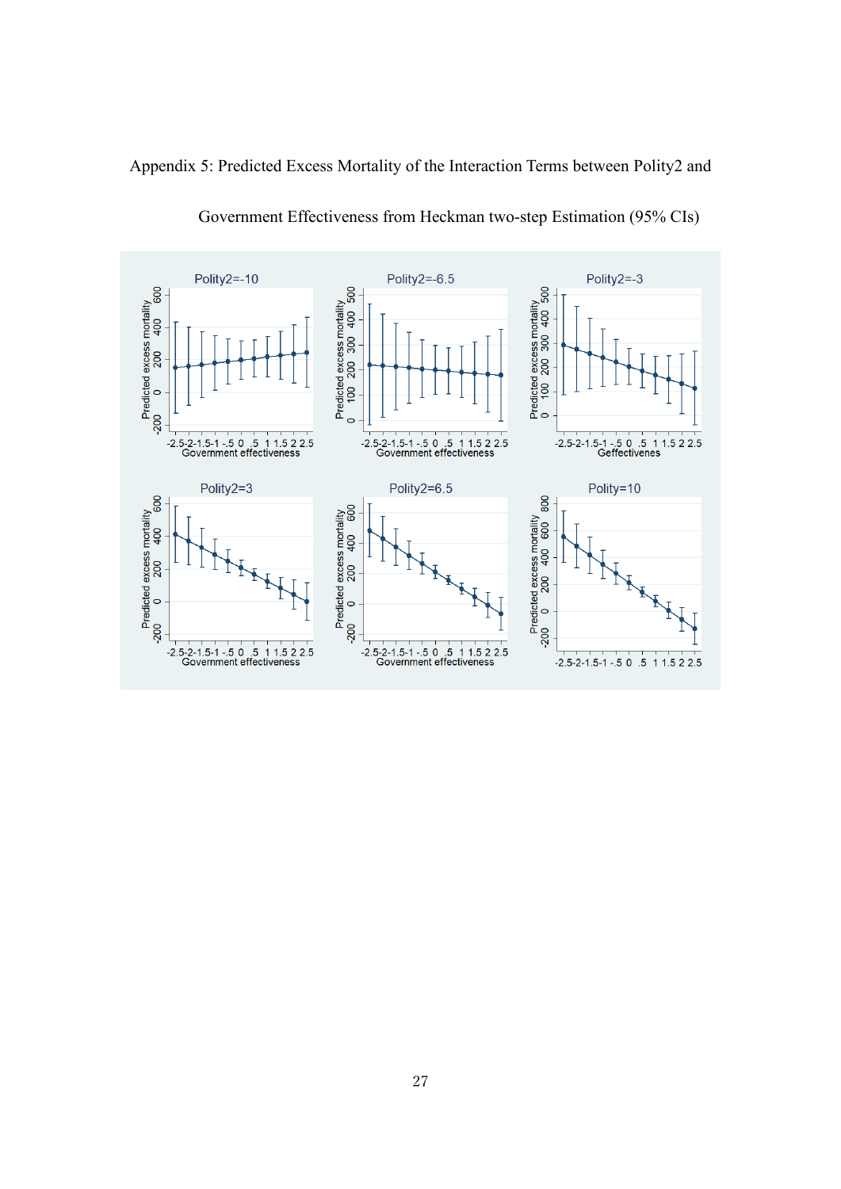Appendix 5: Predicted Excess Mortality of the Interaction Terms between Polity2 and Government Effectiveness from Heckman two-step Estimation (95% CIs)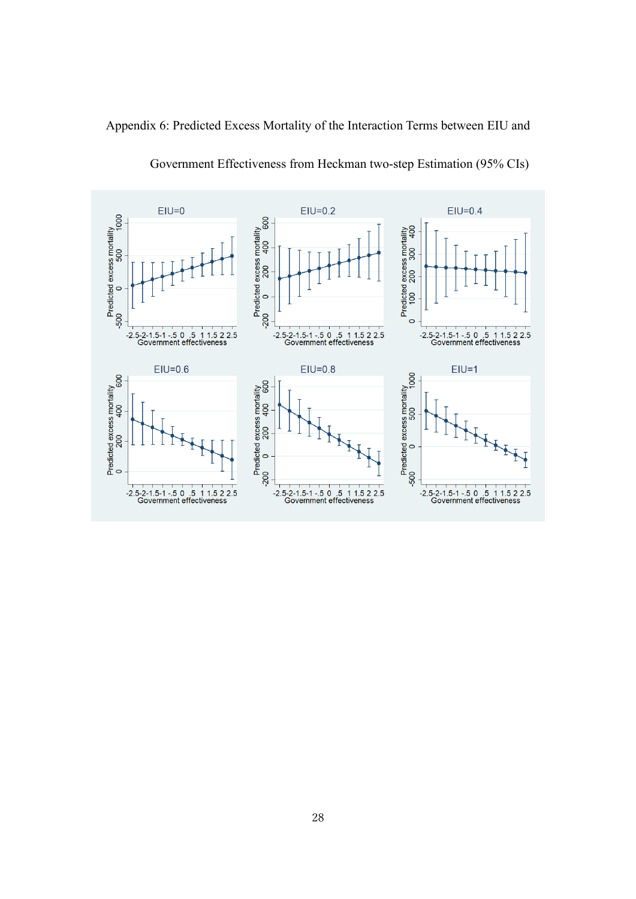Appendix 6: Predicted Excess Mortality of the Interaction Terms between EIU and Government Effectiveness from Heckman two-step Estimation (95% CIs)

EIU=0

Predicted excess mortality

-500 0 500 1000

-2.5-2-1.5-1 -.5 0 .5 1 1.5 2 2.5

Government effectiveness

EIU=0.2

Predicted excess mortality

-200 0 200 400 600

-2.5-2-1.5-1 -.5 0 .5 1 1.5 2 2.5

Government effectiveness

EIU=0.4

Predicted excess mortality

0 100 200 300 400

-2.5-2-1.5-1 -.5 0 .5 1 1.5 2 2.5

Government effectiveness

EIU=0.6

Predicted excess mortality

0 200 400 600

-2.5-2-1.5-1 -.5 0 .5 1 1.5 2 2.5

Government effectiveness

EIU=0.8

Predicted excess mortality

-200 0 200 400 600

-2.5-2-1.5-1 -.5 0 .5 1 1.5 2 2.5

Government effectiveness

EIU=1

Predicted excess mortality

-500 0 500 1000

-2.5-2-1.5-1 -.5 0 .5 1 1.5 2 2.5

Government effectiveness